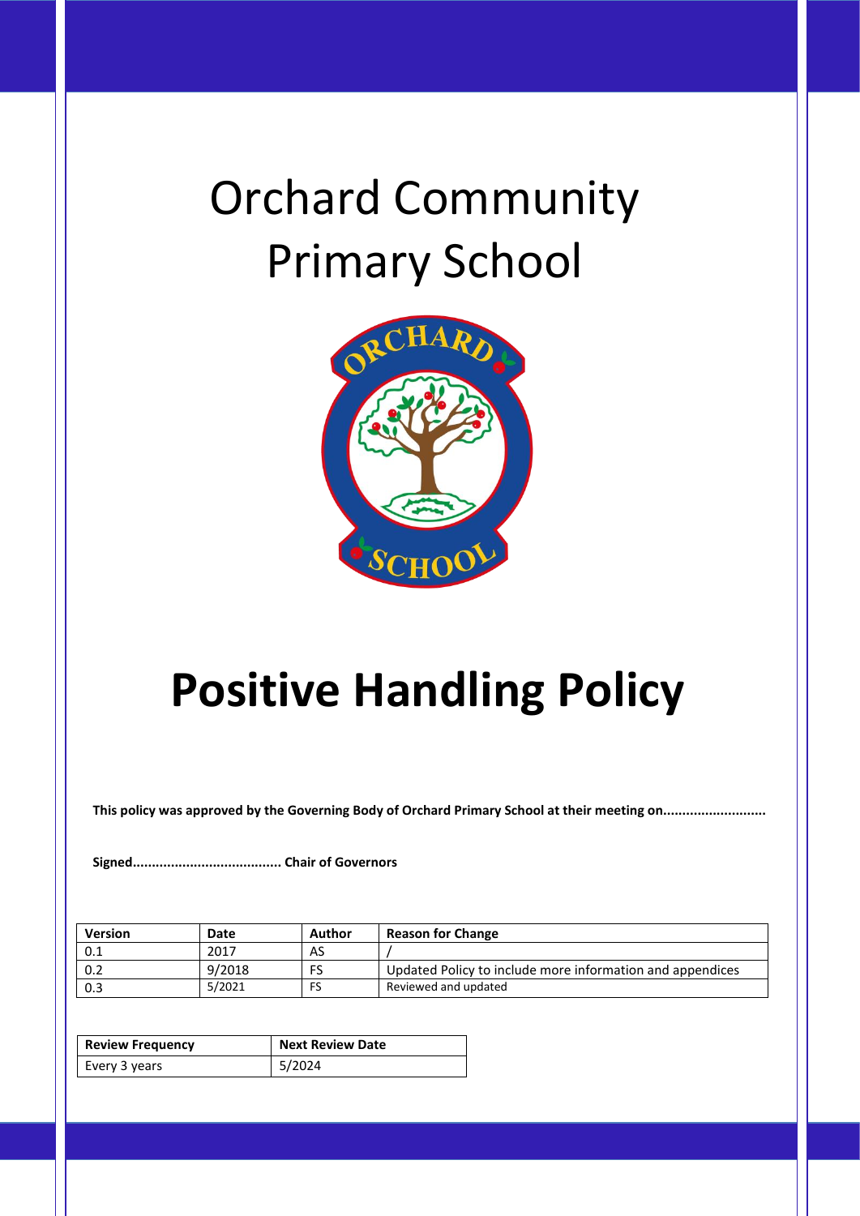# Orchard Community Primary School

# Positive Handling Policy

**This policy was approved by the Governing Body of Orchard Primary School at their meeting on...........................**

**Signed...................................... Chair of Governors**

| Version | Date | Author | Reason for Change |
|---|---|---|---|
| 0.1 | 2017 | AS | / |
| 0.2 | 9/2018 | FS | Updated Policy to include more information and appendices |
| 0.3 | 5/2021 | FS | Reviewed and updated |

| Review Frequency | Next Review Date |
|---|---|
| Every 3 years | 5/2024 |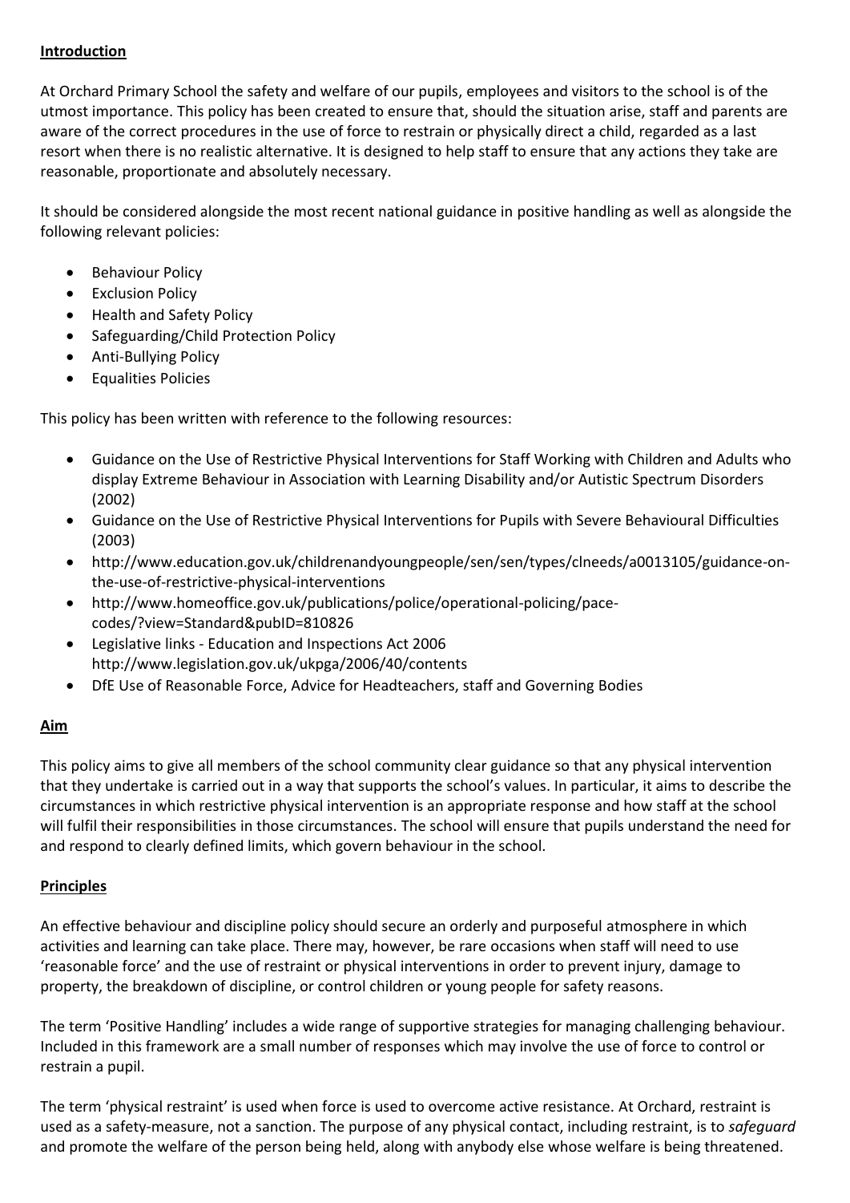## Introduction

At Orchard Primary School the safety and welfare of our pupils, employees and visitors to the school is of the utmost importance. This policy has been created to ensure that, should the situation arise, staff and parents are aware of the correct procedures in the use of force to restrain or physically direct a child, regarded as a last resort when there is no realistic alternative. It is designed to help staff to ensure that any actions they take are reasonable, proportionate and absolutely necessary.

It should be considered alongside the most recent national guidance in positive handling as well as alongside the following relevant policies:

- Behaviour Policy
- Exclusion Policy
- Health and Safety Policy
- Safeguarding/Child Protection Policy
- Anti-Bullying Policy
- Equalities Policies

This policy has been written with reference to the following resources:

- Guidance on the Use of Restrictive Physical Interventions for Staff Working with Children and Adults who display Extreme Behaviour in Association with Learning Disability and/or Autistic Spectrum Disorders (2002)
- Guidance on the Use of Restrictive Physical Interventions for Pupils with Severe Behavioural Difficulties (2003)
- http://www.education.gov.uk/childrenandyoungpeople/sen/sen/types/clneeds/a0013105/guidance-on-the-use-of-restrictive-physical-interventions
- http://www.homeoffice.gov.uk/publications/police/operational-policing/pace-codes/?view=Standard&pubID=810826
- Legislative links - Education and Inspections Act 2006 http://www.legislation.gov.uk/ukpga/2006/40/contents
- DfE Use of Reasonable Force, Advice for Headteachers, staff and Governing Bodies

## Aim

This policy aims to give all members of the school community clear guidance so that any physical intervention that they undertake is carried out in a way that supports the school's values. In particular, it aims to describe the circumstances in which restrictive physical intervention is an appropriate response and how staff at the school will fulfil their responsibilities in those circumstances. The school will ensure that pupils understand the need for and respond to clearly defined limits, which govern behaviour in the school.

## Principles

An effective behaviour and discipline policy should secure an orderly and purposeful atmosphere in which activities and learning can take place. There may, however, be rare occasions when staff will need to use 'reasonable force' and the use of restraint or physical interventions in order to prevent injury, damage to property, the breakdown of discipline, or control children or young people for safety reasons.

The term 'Positive Handling' includes a wide range of supportive strategies for managing challenging behaviour. Included in this framework are a small number of responses which may involve the use of force to control or restrain a pupil.

The term 'physical restraint' is used when force is used to overcome active resistance. At Orchard, restraint is used as a safety-measure, not a sanction. The purpose of any physical contact, including restraint, is to *safeguard* and promote the welfare of the person being held, along with anybody else whose welfare is being threatened.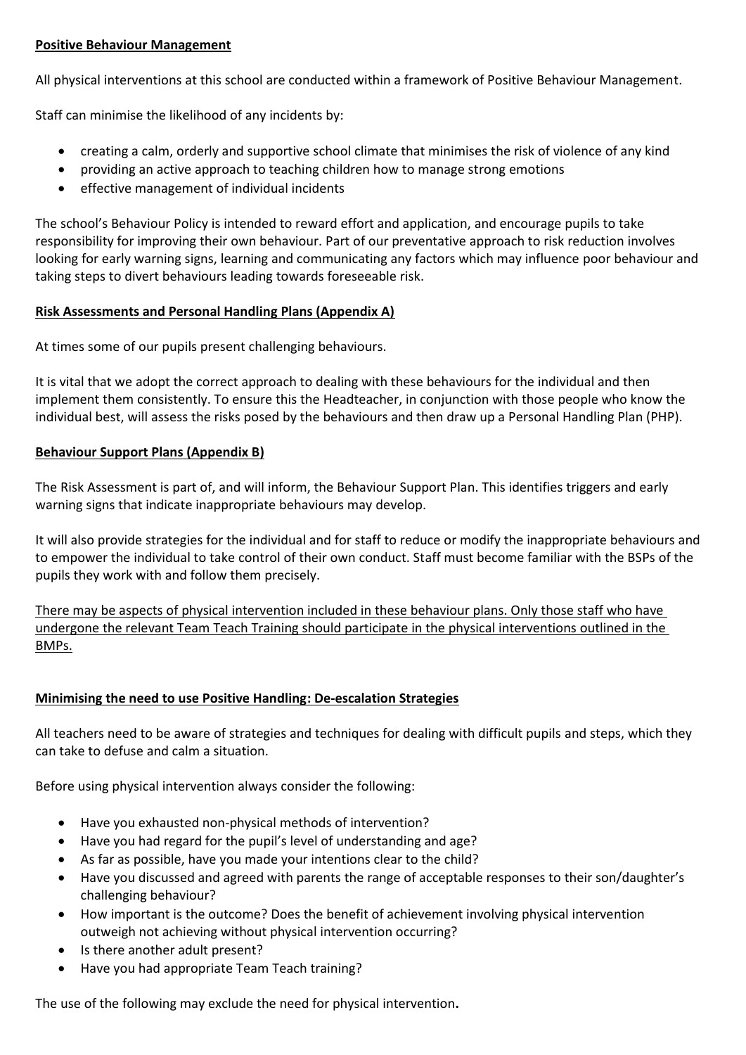## **Positive Behaviour Management**

All physical interventions at this school are conducted within a framework of Positive Behaviour Management.

Staff can minimise the likelihood of any incidents by:

- creating a calm, orderly and supportive school climate that minimises the risk of violence of any kind
- providing an active approach to teaching children how to manage strong emotions
- effective management of individual incidents

The school's Behaviour Policy is intended to reward effort and application, and encourage pupils to take responsibility for improving their own behaviour. Part of our preventative approach to risk reduction involves looking for early warning signs, learning and communicating any factors which may influence poor behaviour and taking steps to divert behaviours leading towards foreseeable risk.

## **Risk Assessments and Personal Handling Plans (Appendix A)**

At times some of our pupils present challenging behaviours.

It is vital that we adopt the correct approach to dealing with these behaviours for the individual and then implement them consistently. To ensure this the Headteacher, in conjunction with those people who know the individual best, will assess the risks posed by the behaviours and then draw up a Personal Handling Plan (PHP).

## **Behaviour Support Plans (Appendix B)**

The Risk Assessment is part of, and will inform, the Behaviour Support Plan. This identifies triggers and early warning signs that indicate inappropriate behaviours may develop.

It will also provide strategies for the individual and for staff to reduce or modify the inappropriate behaviours and to empower the individual to take control of their own conduct. Staff must become familiar with the BSPs of the pupils they work with and follow them precisely.

There may be aspects of physical intervention included in these behaviour plans. Only those staff who have undergone the relevant Team Teach Training should participate in the physical interventions outlined in the BMPs.

## **Minimising the need to use Positive Handling: De-escalation Strategies**

All teachers need to be aware of strategies and techniques for dealing with difficult pupils and steps, which they can take to defuse and calm a situation.

Before using physical intervention always consider the following:

- Have you exhausted non-physical methods of intervention?
- Have you had regard for the pupil's level of understanding and age?
- As far as possible, have you made your intentions clear to the child?
- Have you discussed and agreed with parents the range of acceptable responses to their son/daughter's challenging behaviour?
- How important is the outcome? Does the benefit of achievement involving physical intervention outweigh not achieving without physical intervention occurring?
- Is there another adult present?
- Have you had appropriate Team Teach training?

The use of the following may exclude the need for physical intervention.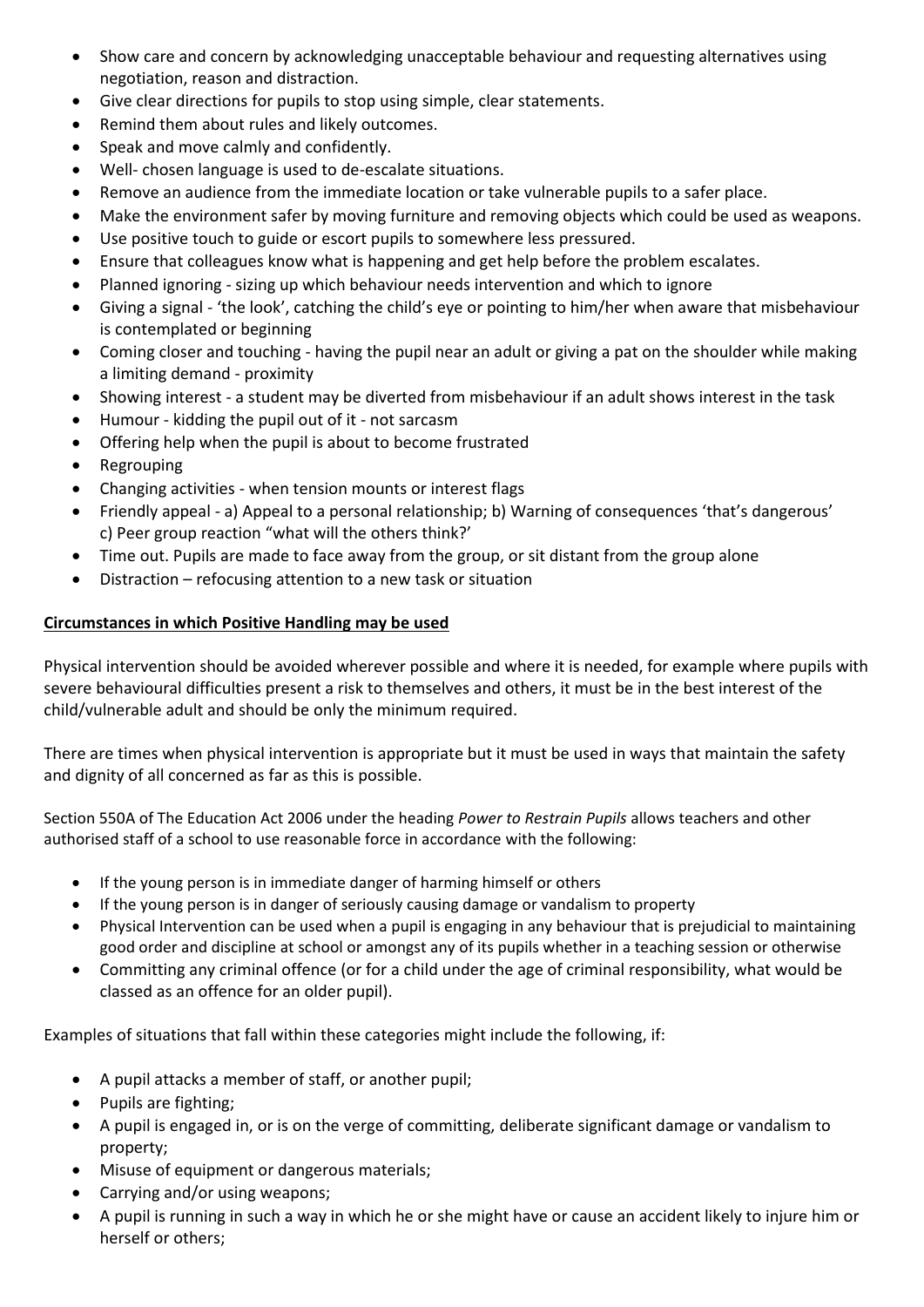- Show care and concern by acknowledging unacceptable behaviour and requesting alternatives using negotiation, reason and distraction.
- Give clear directions for pupils to stop using simple, clear statements.
- Remind them about rules and likely outcomes.
- Speak and move calmly and confidently.
- Well- chosen language is used to de-escalate situations.
- Remove an audience from the immediate location or take vulnerable pupils to a safer place.
- Make the environment safer by moving furniture and removing objects which could be used as weapons.
- Use positive touch to guide or escort pupils to somewhere less pressured.
- Ensure that colleagues know what is happening and get help before the problem escalates.
- Planned ignoring - sizing up which behaviour needs intervention and which to ignore
- Giving a signal - 'the look', catching the child's eye or pointing to him/her when aware that misbehaviour is contemplated or beginning
- Coming closer and touching - having the pupil near an adult or giving a pat on the shoulder while making a limiting demand - proximity
- Showing interest - a student may be diverted from misbehaviour if an adult shows interest in the task
- Humour - kidding the pupil out of it - not sarcasm
- Offering help when the pupil is about to become frustrated
- Regrouping
- Changing activities - when tension mounts or interest flags
- Friendly appeal - a) Appeal to a personal relationship; b) Warning of consequences 'that's dangerous' c) Peer group reaction "what will the others think?'
- Time out. Pupils are made to face away from the group, or sit distant from the group alone
- Distraction – refocusing attention to a new task or situation

**Circumstances in which Positive Handling may be used**

Physical intervention should be avoided wherever possible and where it is needed, for example where pupils with severe behavioural difficulties present a risk to themselves and others, it must be in the best interest of the child/vulnerable adult and should be only the minimum required.

There are times when physical intervention is appropriate but it must be used in ways that maintain the safety and dignity of all concerned as far as this is possible.

Section 550A of The Education Act 2006 under the heading *Power to Restrain Pupils* allows teachers and other authorised staff of a school to use reasonable force in accordance with the following:

- If the young person is in immediate danger of harming himself or others
- If the young person is in danger of seriously causing damage or vandalism to property
- Physical Intervention can be used when a pupil is engaging in any behaviour that is prejudicial to maintaining good order and discipline at school or amongst any of its pupils whether in a teaching session or otherwise
- Committing any criminal offence (or for a child under the age of criminal responsibility, what would be classed as an offence for an older pupil).

Examples of situations that fall within these categories might include the following, if:

- A pupil attacks a member of staff, or another pupil;
- Pupils are fighting;
- A pupil is engaged in, or is on the verge of committing, deliberate significant damage or vandalism to property;
- Misuse of equipment or dangerous materials;
- Carrying and/or using weapons;
- A pupil is running in such a way in which he or she might have or cause an accident likely to injure him or herself or others;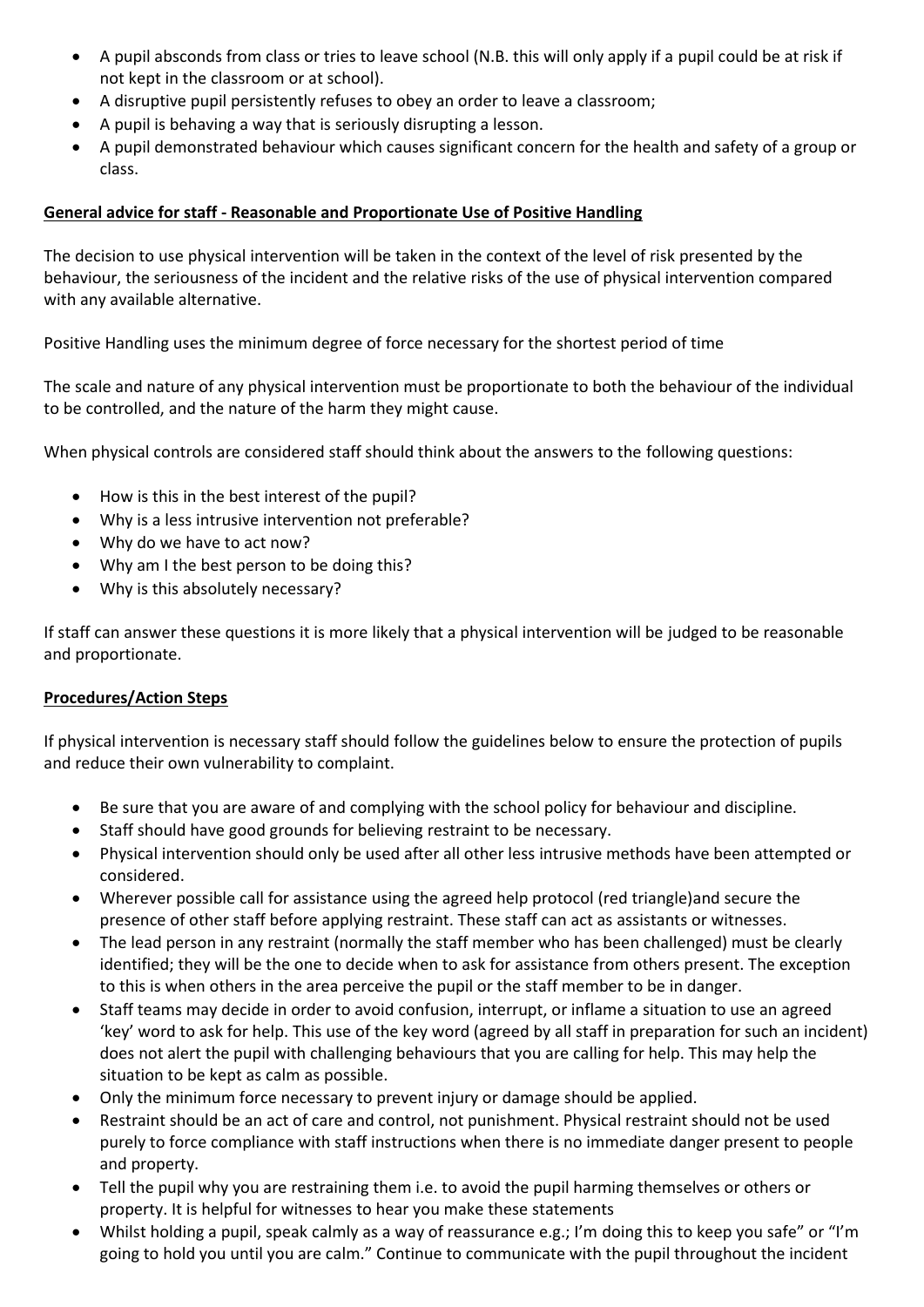- A pupil absconds from class or tries to leave school (N.B. this will only apply if a pupil could be at risk if not kept in the classroom or at school).
- A disruptive pupil persistently refuses to obey an order to leave a classroom;
- A pupil is behaving a way that is seriously disrupting a lesson.
- A pupil demonstrated behaviour which causes significant concern for the health and safety of a group or class.

**General advice for staff - Reasonable and Proportionate Use of Positive Handling**

The decision to use physical intervention will be taken in the context of the level of risk presented by the behaviour, the seriousness of the incident and the relative risks of the use of physical intervention compared with any available alternative.

Positive Handling uses the minimum degree of force necessary for the shortest period of time

The scale and nature of any physical intervention must be proportionate to both the behaviour of the individual to be controlled, and the nature of the harm they might cause.

When physical controls are considered staff should think about the answers to the following questions:

- How is this in the best interest of the pupil?
- Why is a less intrusive intervention not preferable?
- Why do we have to act now?
- Why am I the best person to be doing this?
- Why is this absolutely necessary?

If staff can answer these questions it is more likely that a physical intervention will be judged to be reasonable and proportionate.

**Procedures/Action Steps**

If physical intervention is necessary staff should follow the guidelines below to ensure the protection of pupils and reduce their own vulnerability to complaint.

- Be sure that you are aware of and complying with the school policy for behaviour and discipline.
- Staff should have good grounds for believing restraint to be necessary.
- Physical intervention should only be used after all other less intrusive methods have been attempted or considered.
- Wherever possible call for assistance using the agreed help protocol (red triangle)and secure the presence of other staff before applying restraint. These staff can act as assistants or witnesses.
- The lead person in any restraint (normally the staff member who has been challenged) must be clearly identified; they will be the one to decide when to ask for assistance from others present. The exception to this is when others in the area perceive the pupil or the staff member to be in danger.
- Staff teams may decide in order to avoid confusion, interrupt, or inflame a situation to use an agreed 'key' word to ask for help. This use of the key word (agreed by all staff in preparation for such an incident) does not alert the pupil with challenging behaviours that you are calling for help. This may help the situation to be kept as calm as possible.
- Only the minimum force necessary to prevent injury or damage should be applied.
- Restraint should be an act of care and control, not punishment. Physical restraint should not be used purely to force compliance with staff instructions when there is no immediate danger present to people and property.
- Tell the pupil why you are restraining them i.e. to avoid the pupil harming themselves or others or property. It is helpful for witnesses to hear you make these statements
- Whilst holding a pupil, speak calmly as a way of reassurance e.g.; I'm doing this to keep you safe" or "I'm going to hold you until you are calm." Continue to communicate with the pupil throughout the incident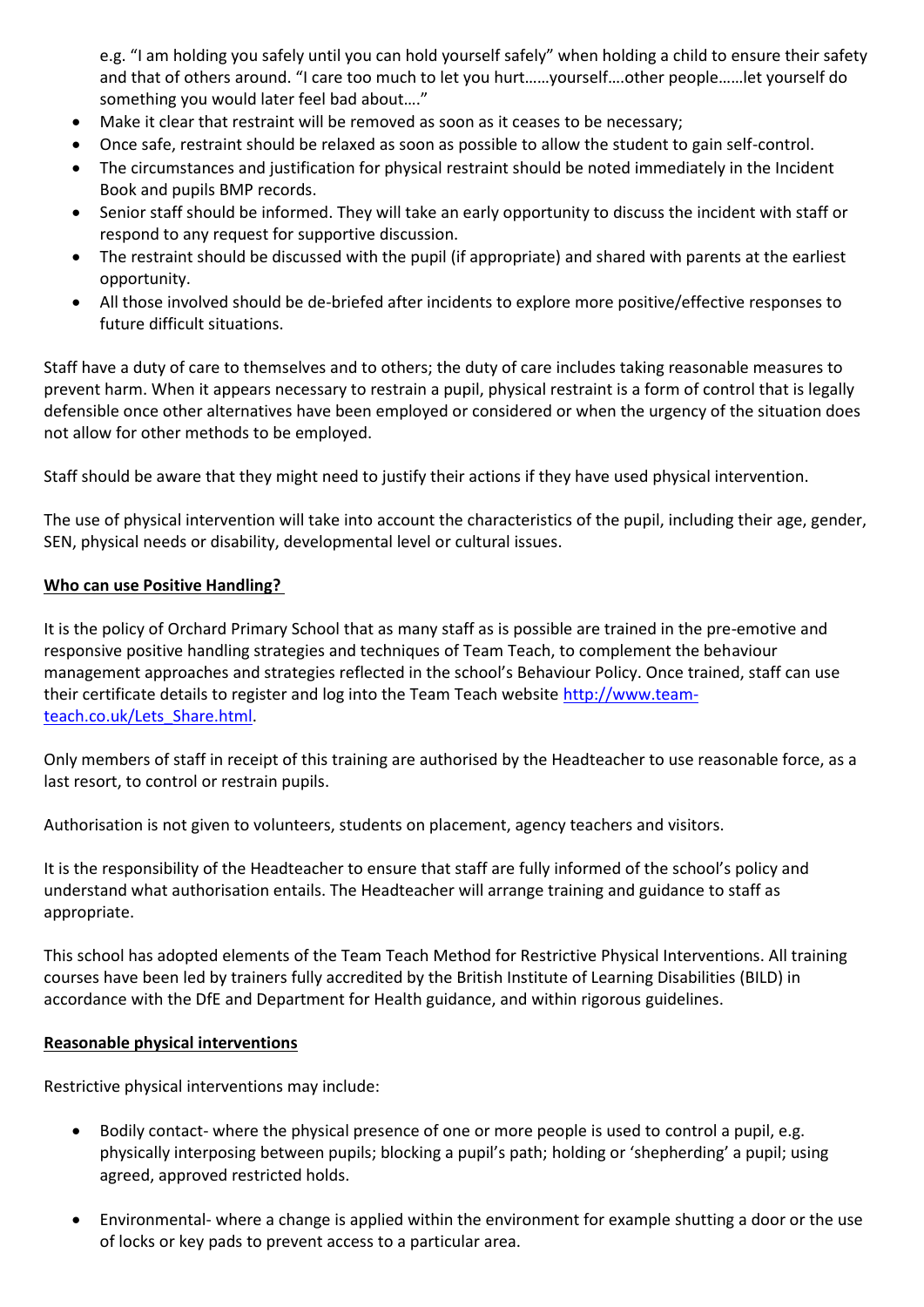e.g. "I am holding you safely until you can hold yourself safely" when holding a child to ensure their safety and that of others around. "I care too much to let you hurt……yourself….other people……let yourself do something you would later feel bad about…."

- Make it clear that restraint will be removed as soon as it ceases to be necessary;
- Once safe, restraint should be relaxed as soon as possible to allow the student to gain self-control.
- The circumstances and justification for physical restraint should be noted immediately in the Incident Book and pupils BMP records.
- Senior staff should be informed. They will take an early opportunity to discuss the incident with staff or respond to any request for supportive discussion.
- The restraint should be discussed with the pupil (if appropriate) and shared with parents at the earliest opportunity.
- All those involved should be de-briefed after incidents to explore more positive/effective responses to future difficult situations.

Staff have a duty of care to themselves and to others; the duty of care includes taking reasonable measures to prevent harm. When it appears necessary to restrain a pupil, physical restraint is a form of control that is legally defensible once other alternatives have been employed or considered or when the urgency of the situation does not allow for other methods to be employed.

Staff should be aware that they might need to justify their actions if they have used physical intervention.

The use of physical intervention will take into account the characteristics of the pupil, including their age, gender, SEN, physical needs or disability, developmental level or cultural issues.

**Who can use Positive Handling?**

It is the policy of Orchard Primary School that as many staff as is possible are trained in the pre-emotive and responsive positive handling strategies and techniques of Team Teach, to complement the behaviour management approaches and strategies reflected in the school's Behaviour Policy. Once trained, staff can use their certificate details to register and log into the Team Teach website [http://www.team-teach.co.uk/Lets_Share.html](http://www.team-teach.co.uk/Lets_Share.html).

Only members of staff in receipt of this training are authorised by the Headteacher to use reasonable force, as a last resort, to control or restrain pupils.

Authorisation is not given to volunteers, students on placement, agency teachers and visitors.

It is the responsibility of the Headteacher to ensure that staff are fully informed of the school's policy and understand what authorisation entails. The Headteacher will arrange training and guidance to staff as appropriate.

This school has adopted elements of the Team Teach Method for Restrictive Physical Interventions. All training courses have been led by trainers fully accredited by the British Institute of Learning Disabilities (BILD) in accordance with the DfE and Department for Health guidance, and within rigorous guidelines.

**Reasonable physical interventions**

Restrictive physical interventions may include:

- Bodily contact- where the physical presence of one or more people is used to control a pupil, e.g. physically interposing between pupils; blocking a pupil's path; holding or 'shepherding' a pupil; using agreed, approved restricted holds.

- Environmental- where a change is applied within the environment for example shutting a door or the use of locks or key pads to prevent access to a particular area.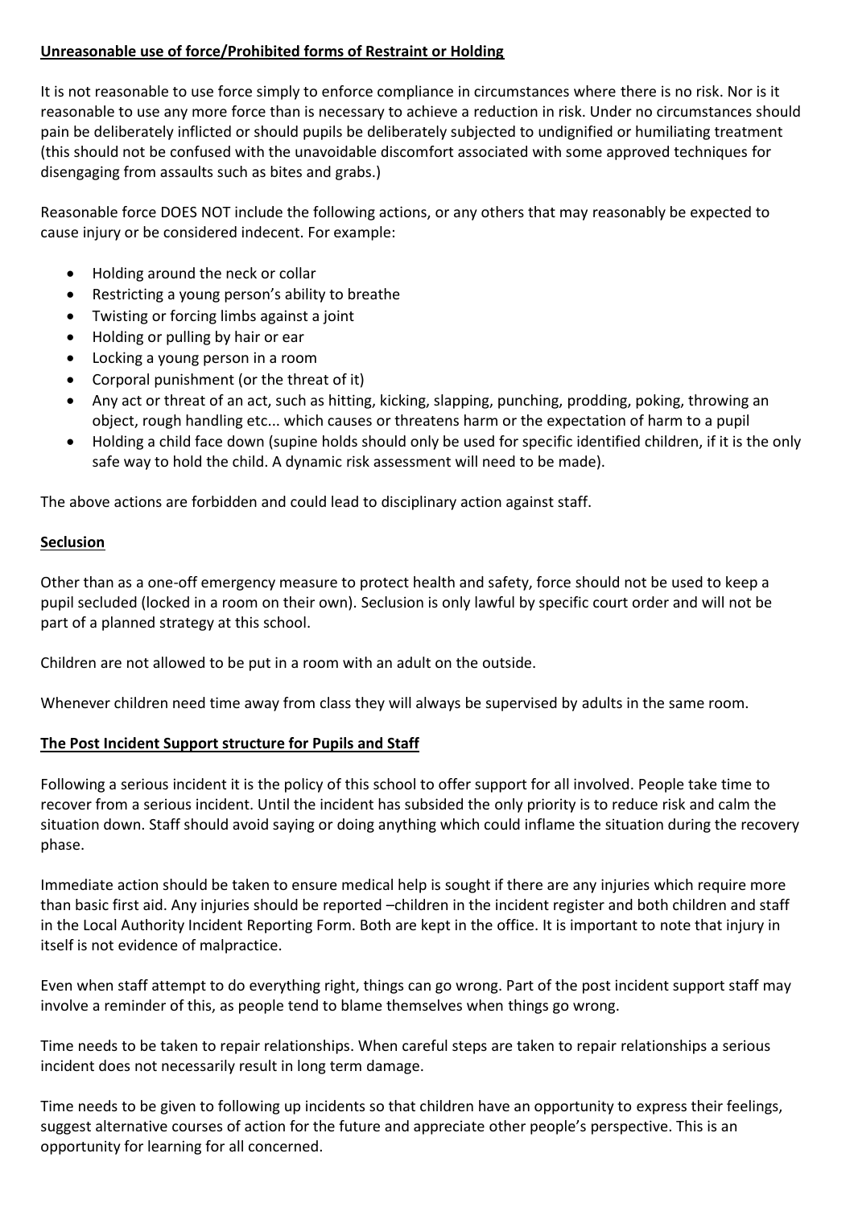**Unreasonable use of force/Prohibited forms of Restraint or Holding**

It is not reasonable to use force simply to enforce compliance in circumstances where there is no risk. Nor is it reasonable to use any more force than is necessary to achieve a reduction in risk. Under no circumstances should pain be deliberately inflicted or should pupils be deliberately subjected to undignified or humiliating treatment (this should not be confused with the unavoidable discomfort associated with some approved techniques for disengaging from assaults such as bites and grabs.)

Reasonable force DOES NOT include the following actions, or any others that may reasonably be expected to cause injury or be considered indecent. For example:

- Holding around the neck or collar
- Restricting a young person's ability to breathe
- Twisting or forcing limbs against a joint
- Holding or pulling by hair or ear
- Locking a young person in a room
- Corporal punishment (or the threat of it)
- Any act or threat of an act, such as hitting, kicking, slapping, punching, prodding, poking, throwing an object, rough handling etc... which causes or threatens harm or the expectation of harm to a pupil
- Holding a child face down (supine holds should only be used for specific identified children, if it is the only safe way to hold the child. A dynamic risk assessment will need to be made).

The above actions are forbidden and could lead to disciplinary action against staff.

**Seclusion**

Other than as a one-off emergency measure to protect health and safety, force should not be used to keep a pupil secluded (locked in a room on their own). Seclusion is only lawful by specific court order and will not be part of a planned strategy at this school.

Children are not allowed to be put in a room with an adult on the outside.

Whenever children need time away from class they will always be supervised by adults in the same room.

**The Post Incident Support structure for Pupils and Staff**

Following a serious incident it is the policy of this school to offer support for all involved. People take time to recover from a serious incident. Until the incident has subsided the only priority is to reduce risk and calm the situation down. Staff should avoid saying or doing anything which could inflame the situation during the recovery phase.

Immediate action should be taken to ensure medical help is sought if there are any injuries which require more than basic first aid. Any injuries should be reported –children in the incident register and both children and staff in the Local Authority Incident Reporting Form. Both are kept in the office. It is important to note that injury in itself is not evidence of malpractice.

Even when staff attempt to do everything right, things can go wrong. Part of the post incident support staff may involve a reminder of this, as people tend to blame themselves when things go wrong.

Time needs to be taken to repair relationships. When careful steps are taken to repair relationships a serious incident does not necessarily result in long term damage.

Time needs to be given to following up incidents so that children have an opportunity to express their feelings, suggest alternative courses of action for the future and appreciate other people's perspective. This is an opportunity for learning for all concerned.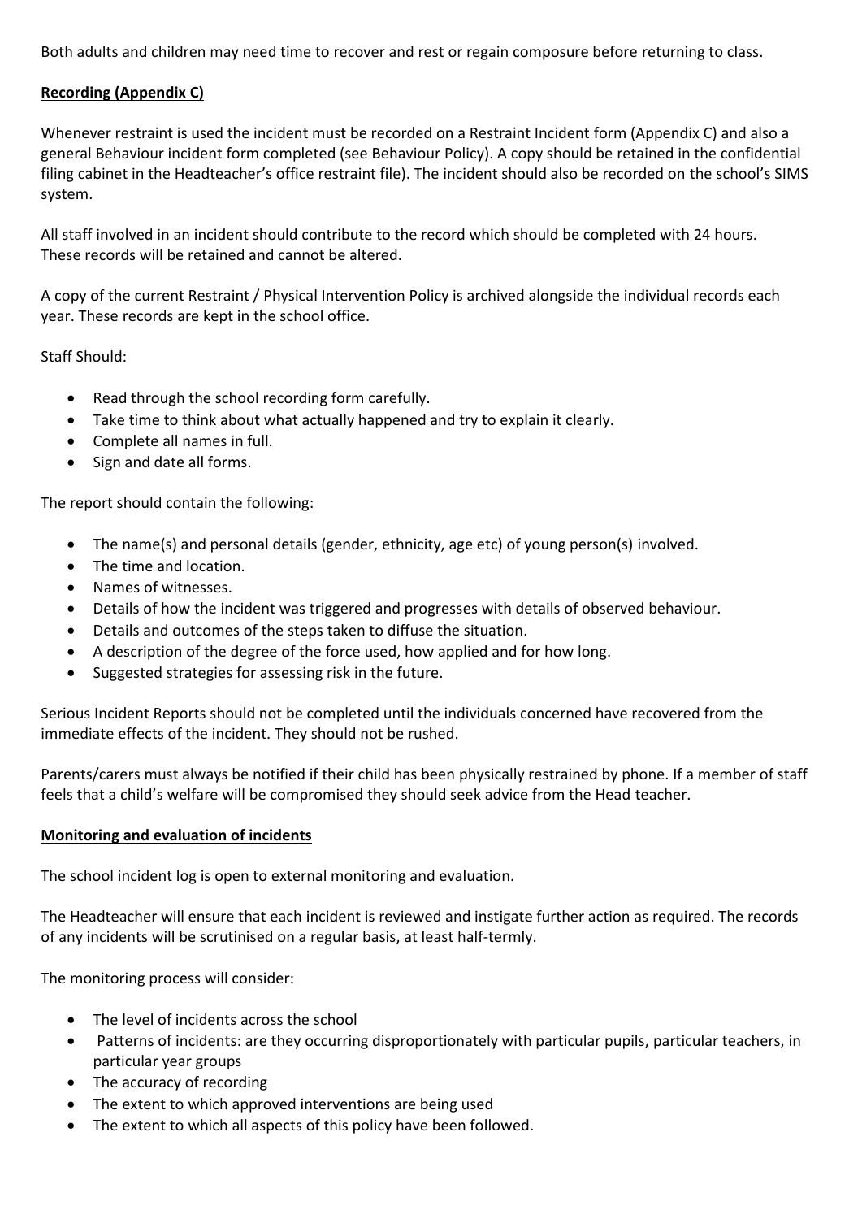Both adults and children may need time to recover and rest or regain composure before returning to class.

**Recording (Appendix C)**

Whenever restraint is used the incident must be recorded on a Restraint Incident form (Appendix C) and also a general Behaviour incident form completed (see Behaviour Policy). A copy should be retained in the confidential filing cabinet in the Headteacher's office restraint file). The incident should also be recorded on the school's SIMS system.

All staff involved in an incident should contribute to the record which should be completed with 24 hours. These records will be retained and cannot be altered.

A copy of the current Restraint / Physical Intervention Policy is archived alongside the individual records each year. These records are kept in the school office.

Staff Should:

- Read through the school recording form carefully.
- Take time to think about what actually happened and try to explain it clearly.
- Complete all names in full.
- Sign and date all forms.

The report should contain the following:

- The name(s) and personal details (gender, ethnicity, age etc) of young person(s) involved.
- The time and location.
- Names of witnesses.
- Details of how the incident was triggered and progresses with details of observed behaviour.
- Details and outcomes of the steps taken to diffuse the situation.
- A description of the degree of the force used, how applied and for how long.
- Suggested strategies for assessing risk in the future.

Serious Incident Reports should not be completed until the individuals concerned have recovered from the immediate effects of the incident. They should not be rushed.

Parents/carers must always be notified if their child has been physically restrained by phone. If a member of staff feels that a child's welfare will be compromised they should seek advice from the Head teacher.

**Monitoring and evaluation of incidents**

The school incident log is open to external monitoring and evaluation.

The Headteacher will ensure that each incident is reviewed and instigate further action as required. The records of any incidents will be scrutinised on a regular basis, at least half-termly.

The monitoring process will consider:

- The level of incidents across the school
- Patterns of incidents: are they occurring disproportionately with particular pupils, particular teachers, in particular year groups
- The accuracy of recording
- The extent to which approved interventions are being used
- The extent to which all aspects of this policy have been followed.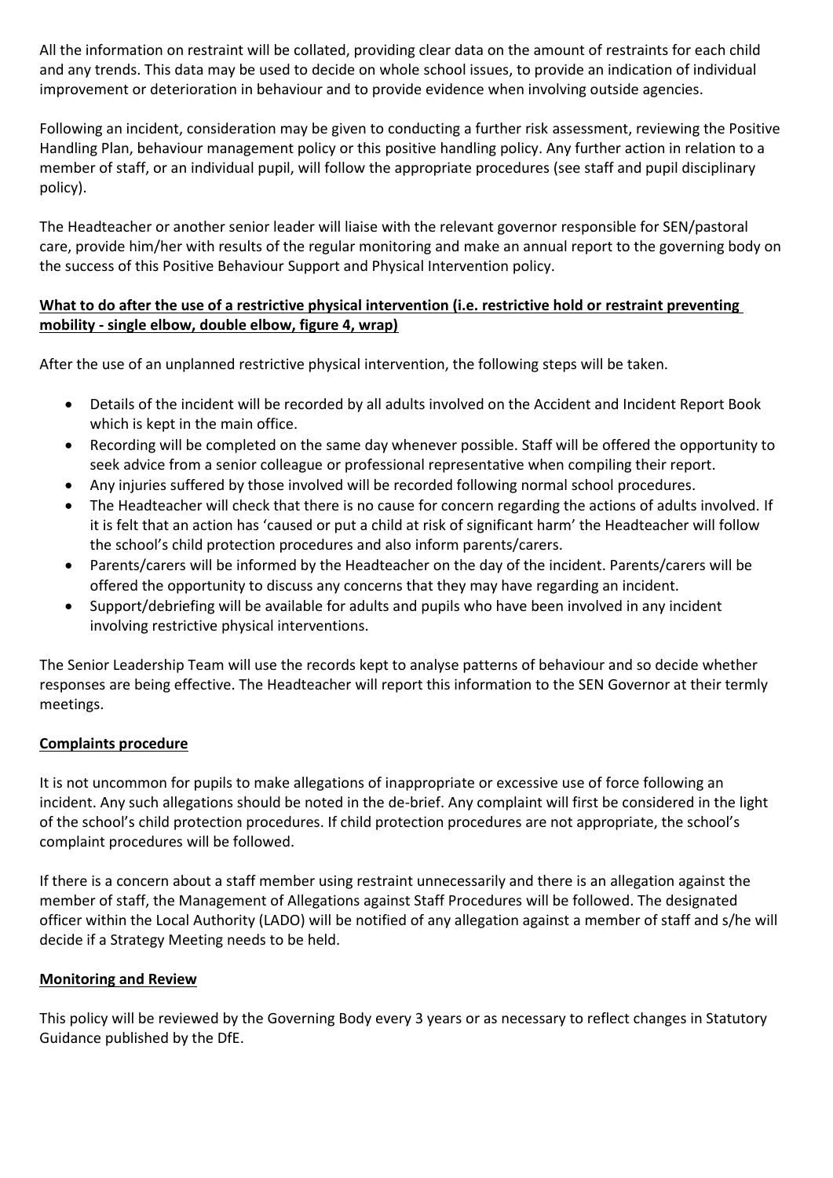All the information on restraint will be collated, providing clear data on the amount of restraints for each child and any trends. This data may be used to decide on whole school issues, to provide an indication of individual improvement or deterioration in behaviour and to provide evidence when involving outside agencies.

Following an incident, consideration may be given to conducting a further risk assessment, reviewing the Positive Handling Plan, behaviour management policy or this positive handling policy. Any further action in relation to a member of staff, or an individual pupil, will follow the appropriate procedures (see staff and pupil disciplinary policy).

The Headteacher or another senior leader will liaise with the relevant governor responsible for SEN/pastoral care, provide him/her with results of the regular monitoring and make an annual report to the governing body on the success of this Positive Behaviour Support and Physical Intervention policy.

**What to do after the use of a restrictive physical intervention (i.e. restrictive hold or restraint preventing mobility - single elbow, double elbow, figure 4, wrap)**

After the use of an unplanned restrictive physical intervention, the following steps will be taken.

- Details of the incident will be recorded by all adults involved on the Accident and Incident Report Book which is kept in the main office.
- Recording will be completed on the same day whenever possible. Staff will be offered the opportunity to seek advice from a senior colleague or professional representative when compiling their report.
- Any injuries suffered by those involved will be recorded following normal school procedures.
- The Headteacher will check that there is no cause for concern regarding the actions of adults involved. If it is felt that an action has 'caused or put a child at risk of significant harm' the Headteacher will follow the school's child protection procedures and also inform parents/carers.
- Parents/carers will be informed by the Headteacher on the day of the incident. Parents/carers will be offered the opportunity to discuss any concerns that they may have regarding an incident.
- Support/debriefing will be available for adults and pupils who have been involved in any incident involving restrictive physical interventions.

The Senior Leadership Team will use the records kept to analyse patterns of behaviour and so decide whether responses are being effective. The Headteacher will report this information to the SEN Governor at their termly meetings.

**Complaints procedure**

It is not uncommon for pupils to make allegations of inappropriate or excessive use of force following an incident. Any such allegations should be noted in the de-brief. Any complaint will first be considered in the light of the school's child protection procedures. If child protection procedures are not appropriate, the school's complaint procedures will be followed.

If there is a concern about a staff member using restraint unnecessarily and there is an allegation against the member of staff, the Management of Allegations against Staff Procedures will be followed. The designated officer within the Local Authority (LADO) will be notified of any allegation against a member of staff and s/he will decide if a Strategy Meeting needs to be held.

**Monitoring and Review**

This policy will be reviewed by the Governing Body every 3 years or as necessary to reflect changes in Statutory Guidance published by the DfE.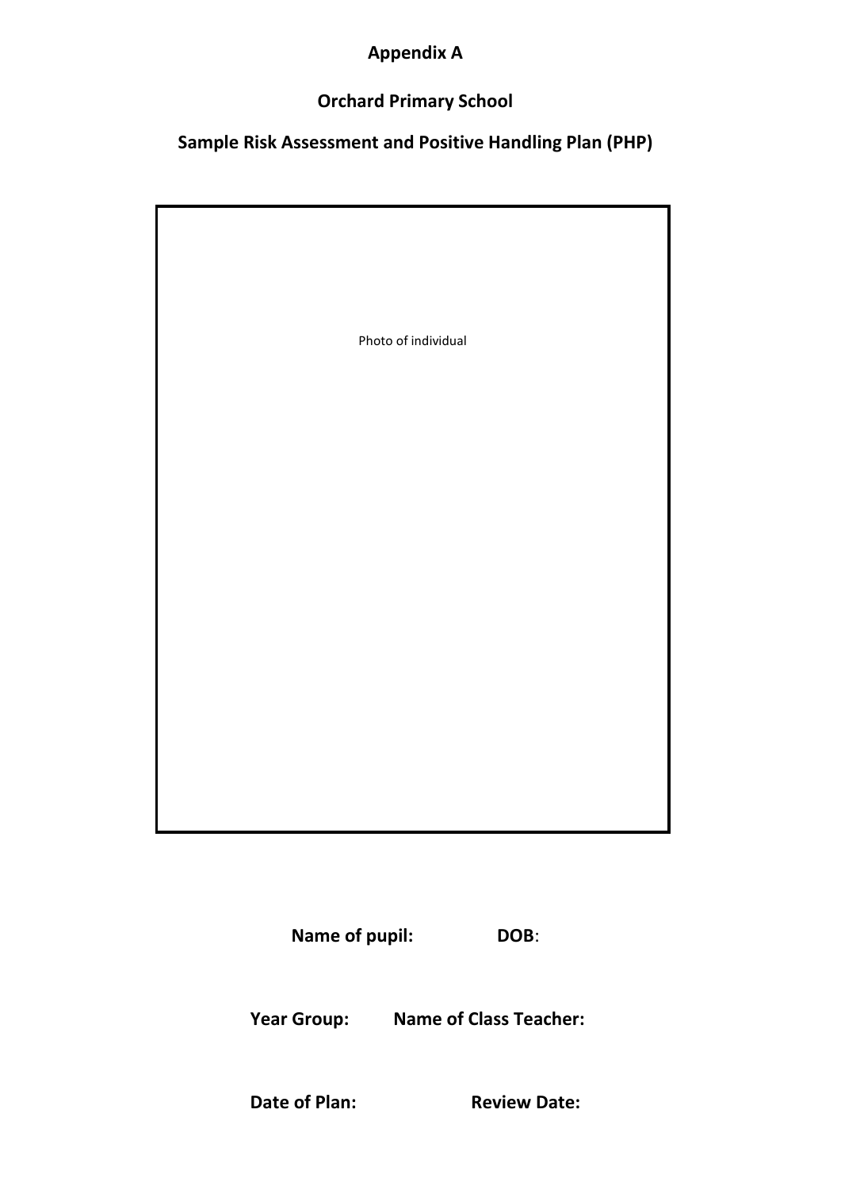**Appendix A**

**Orchard Primary School**

**Sample Risk Assessment and Positive Handling Plan (PHP)**

Photo of individual

**Name of pupil:** **DOB**:

**Year Group:** **Name of Class Teacher:**

**Date of Plan:** **Review Date:**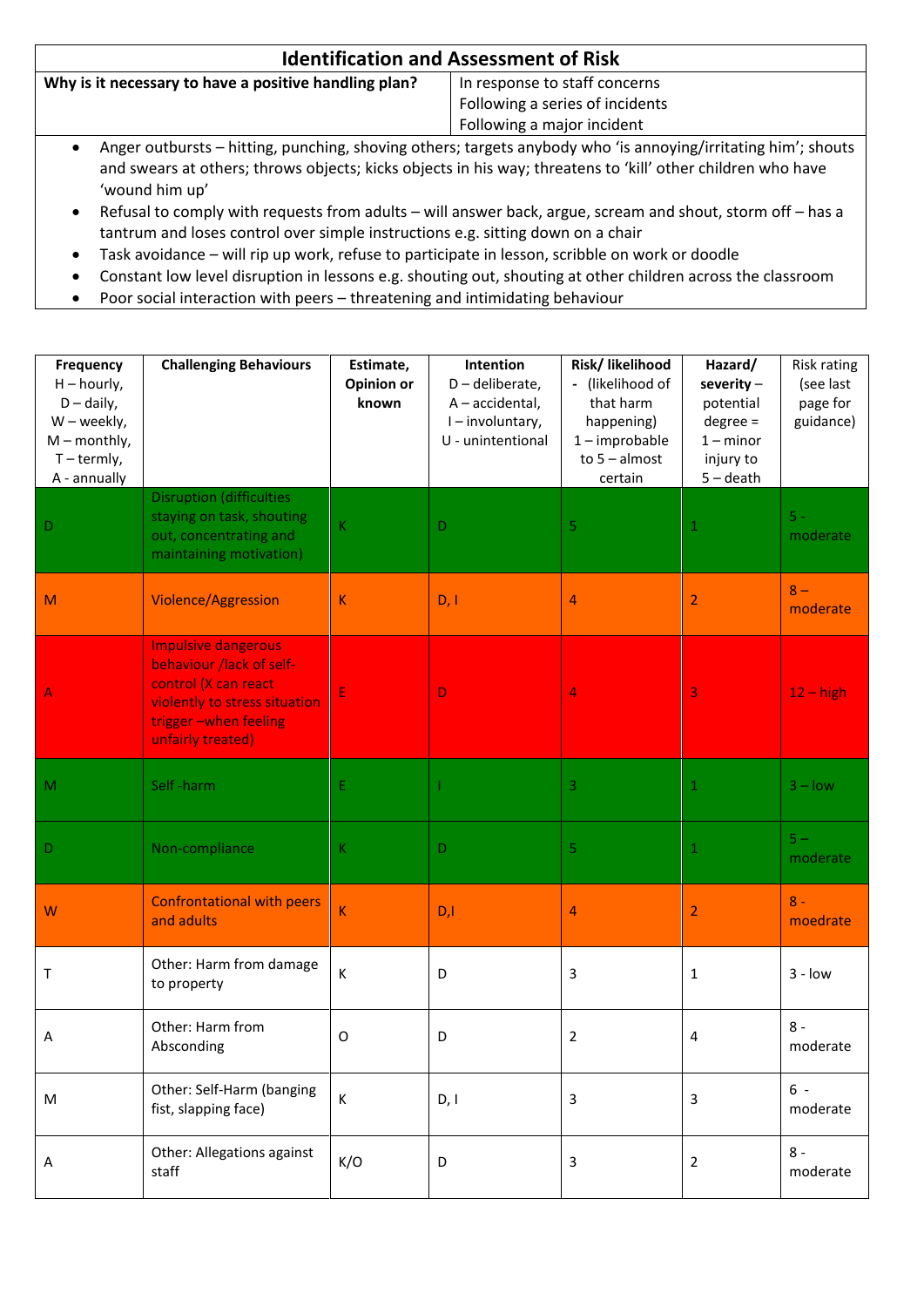## Identification and Assessment of Risk

| Why is it necessary to have a positive handling plan? | In response to staff concerns<br>Following a series of incidents<br>Following a major incident |
|---|---|

- Anger outbursts – hitting, punching, shoving others; targets anybody who 'is annoying/irritating him'; shouts and swears at others; throws objects; kicks objects in his way; threatens to 'kill' other children who have 'wound him up'
- Refusal to comply with requests from adults – will answer back, argue, scream and shout, storm off – has a tantrum and loses control over simple instructions e.g. sitting down on a chair
- Task avoidance – will rip up work, refuse to participate in lesson, scribble on work or doodle
- Constant low level disruption in lessons e.g. shouting out, shouting at other children across the classroom
- Poor social interaction with peers – threatening and intimidating behaviour

| Frequency H – hourly, D – daily, W – weekly, M – monthly, T – termly, A - annually | Challenging Behaviours | Estimate, Opinion or known | Intention D – deliberate, A – accidental, I – involuntary, U - unintentional | Risk/ likelihood - (likelihood of that harm happening) 1 – improbable to 5 – almost certain | Hazard/ severity – potential degree = 1 – minor injury to 5 – death | Risk rating (see last page for guidance) |
|---|---|---|---|---|---|---|
| D | Disruption (difficulties staying on task, shouting out, concentrating and maintaining motivation) | K | D | 5 | 1 | 5 - moderate |
| M | Violence/Aggression | K | D, I | 4 | 2 | 8 – moderate |
| A | Impulsive dangerous behaviour /lack of self-control (X can react violently to stress situation trigger –when feeling unfairly treated) | E | D | 4 | 3 | 12 – high |
| M | Self -harm | E | I | 3 | 1 | 3 – low |
| D | Non-compliance | K | D | 5 | 1 | 5 – moderate |
| W | Confrontational with peers and adults | K | D,I | 4 | 2 | 8 - moedrate |
| T | Other: Harm from damage to property | K | D | 3 | 1 | 3 - low |
| A | Other: Harm from Absconding | O | D | 2 | 4 | 8 - moderate |
| M | Other: Self-Harm (banging fist, slapping face) | K | D, I | 3 | 3 | 6 - moderate |
| A | Other: Allegations against staff | K/O | D | 3 | 2 | 8 - moderate |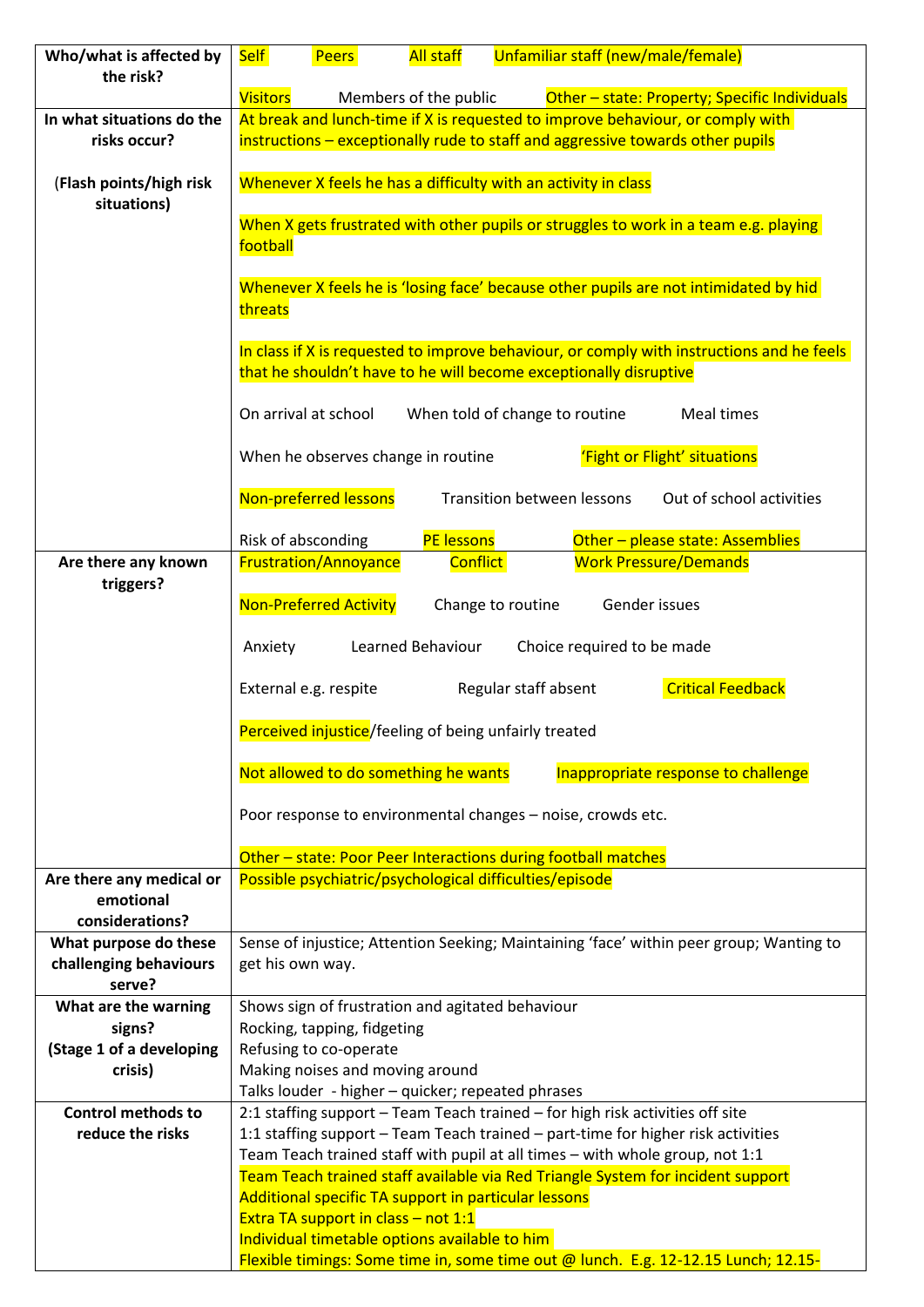| Who/what is affected by the risk? | Self Peers All staff Unfamiliar staff (new/male/female)<br><br>Visitors Members of the public Other – state: Property; Specific Individuals |
|---|---|
| In what situations do the risks occur?<br><br>(Flash points/high risk situations) | At break and lunch-time if X is requested to improve behaviour, or comply with instructions – exceptionally rude to staff and aggressive towards other pupils<br><br>Whenever X feels he has a difficulty with an activity in class<br><br>When X gets frustrated with other pupils or struggles to work in a team e.g. playing football<br><br>Whenever X feels he is 'losing face' because other pupils are not intimidated by hid threats<br><br>In class if X is requested to improve behaviour, or comply with instructions and he feels that he shouldn't have to he will become exceptionally disruptive<br><br>On arrival at school When told of change to routine Meal times<br><br>When he observes change in routine 'Fight or Flight' situations<br><br>Non-preferred lessons Transition between lessons Out of school activities<br><br>Risk of absconding PE lessons Other – please state: Assemblies |
| Are there any known triggers? | Frustration/Annoyance Conflict Work Pressure/Demands<br><br>Non-Preferred Activity Change to routine Gender issues<br><br>Anxiety Learned Behaviour Choice required to be made<br><br>External e.g. respite Regular staff absent Critical Feedback<br><br>Perceived injustice/feeling of being unfairly treated<br><br>Not allowed to do something he wants Inappropriate response to challenge<br><br>Poor response to environmental changes – noise, crowds etc.<br><br>Other – state: Poor Peer Interactions during football matches |
| Are there any medical or emotional considerations? | Possible psychiatric/psychological difficulties/episode |
| What purpose do these challenging behaviours serve? | Sense of injustice; Attention Seeking; Maintaining 'face' within peer group; Wanting to get his own way. |
| What are the warning signs?<br>(Stage 1 of a developing crisis) | Shows sign of frustration and agitated behaviour<br>Rocking, tapping, fidgeting<br>Refusing to co-operate<br>Making noises and moving around<br>Talks louder - higher – quicker; repeated phrases |
| Control methods to reduce the risks | 2:1 staffing support – Team Teach trained – for high risk activities off site<br>1:1 staffing support – Team Teach trained – part-time for higher risk activities<br>Team Teach trained staff with pupil at all times – with whole group, not 1:1<br>Team Teach trained staff available via Red Triangle System for incident support<br>Additional specific TA support in particular lessons<br>Extra TA support in class – not 1:1<br>Individual timetable options available to him<br>Flexible timings: Some time in, some time out @ lunch. E.g. 12-12.15 Lunch; 12.15- |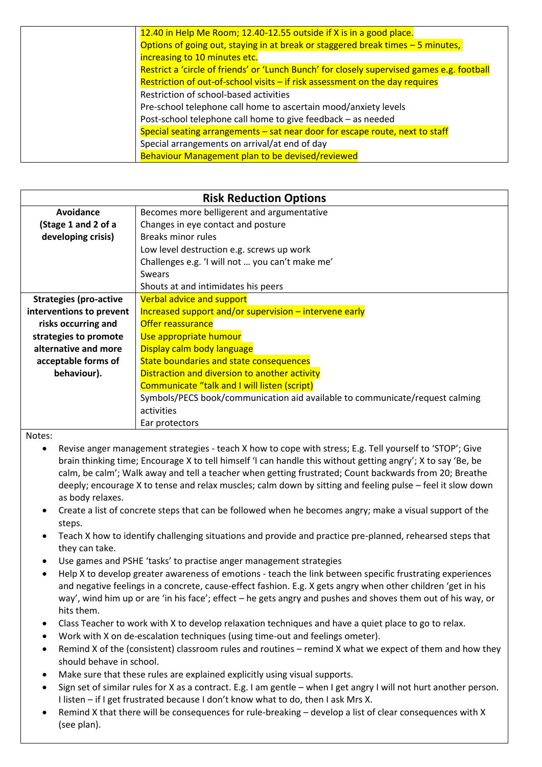| | |
|---|---|
| | 12.40 in Help Me Room; 12.40-12.55 outside if X is in a good place.<br>Options of going out, staying in at break or staggered break times – 5 minutes, increasing to 10 minutes etc.<br>Restrict a 'circle of friends' or 'Lunch Bunch' for closely supervised games e.g. football<br>Restriction of out-of-school visits – if risk assessment on the day requires<br>Restriction of school-based activities<br>Pre-school telephone call home to ascertain mood/anxiety levels<br>Post-school telephone call home to give feedback – as needed<br>Special seating arrangements – sat near door for escape route, next to staff<br>Special arrangements on arrival/at end of day<br>Behaviour Management plan to be devised/reviewed |

| Risk Reduction Options | |
|---|---|
| **Avoidance (Stage 1 and 2 of a developing crisis)** | Becomes more belligerent and argumentative<br>Changes in eye contact and posture<br>Breaks minor rules<br>Low level destruction e.g. screws up work<br>Challenges e.g. 'I will not … you can't make me'<br>Swears<br>Shouts at and intimidates his peers |
| **Strategies (pro-active interventions to prevent risks occurring and strategies to promote alternative and more acceptable forms of behaviour).** | Verbal advice and support<br>Increased support and/or supervision – intervene early<br>Offer reassurance<br>Use appropriate humour<br>Display calm body language<br>State boundaries and state consequences<br>Distraction and diversion to another activity<br>Communicate "talk and I will listen (script)<br>Symbols/PECS book/communication aid available to communicate/request calming activities<br>Ear protectors |

Notes:

- Revise anger management strategies - teach X how to cope with stress; E.g. Tell yourself to 'STOP'; Give brain thinking time; Encourage X to tell himself 'I can handle this without getting angry'; X to say 'Be, be calm, be calm'; Walk away and tell a teacher when getting frustrated; Count backwards from 20; Breathe deeply; encourage X to tense and relax muscles; calm down by sitting and feeling pulse – feel it slow down as body relaxes.
- Create a list of concrete steps that can be followed when he becomes angry; make a visual support of the steps.
- Teach X how to identify challenging situations and provide and practice pre-planned, rehearsed steps that they can take.
- Use games and PSHE 'tasks' to practise anger management strategies
- Help X to develop greater awareness of emotions - teach the link between specific frustrating experiences and negative feelings in a concrete, cause-effect fashion. E.g. X gets angry when other children 'get in his way', wind him up or are 'in his face'; effect – he gets angry and pushes and shoves them out of his way, or hits them.
- Class Teacher to work with X to develop relaxation techniques and have a quiet place to go to relax.
- Work with X on de-escalation techniques (using time-out and feelings ometer).
- Remind X of the (consistent) classroom rules and routines – remind X what we expect of them and how they should behave in school.
- Make sure that these rules are explained explicitly using visual supports.
- Sign set of similar rules for X as a contract. E.g. I am gentle – when I get angry I will not hurt another person. I listen – if I get frustrated because I don't know what to do, then I ask Mrs X.
- Remind X that there will be consequences for rule-breaking – develop a list of clear consequences with X (see plan).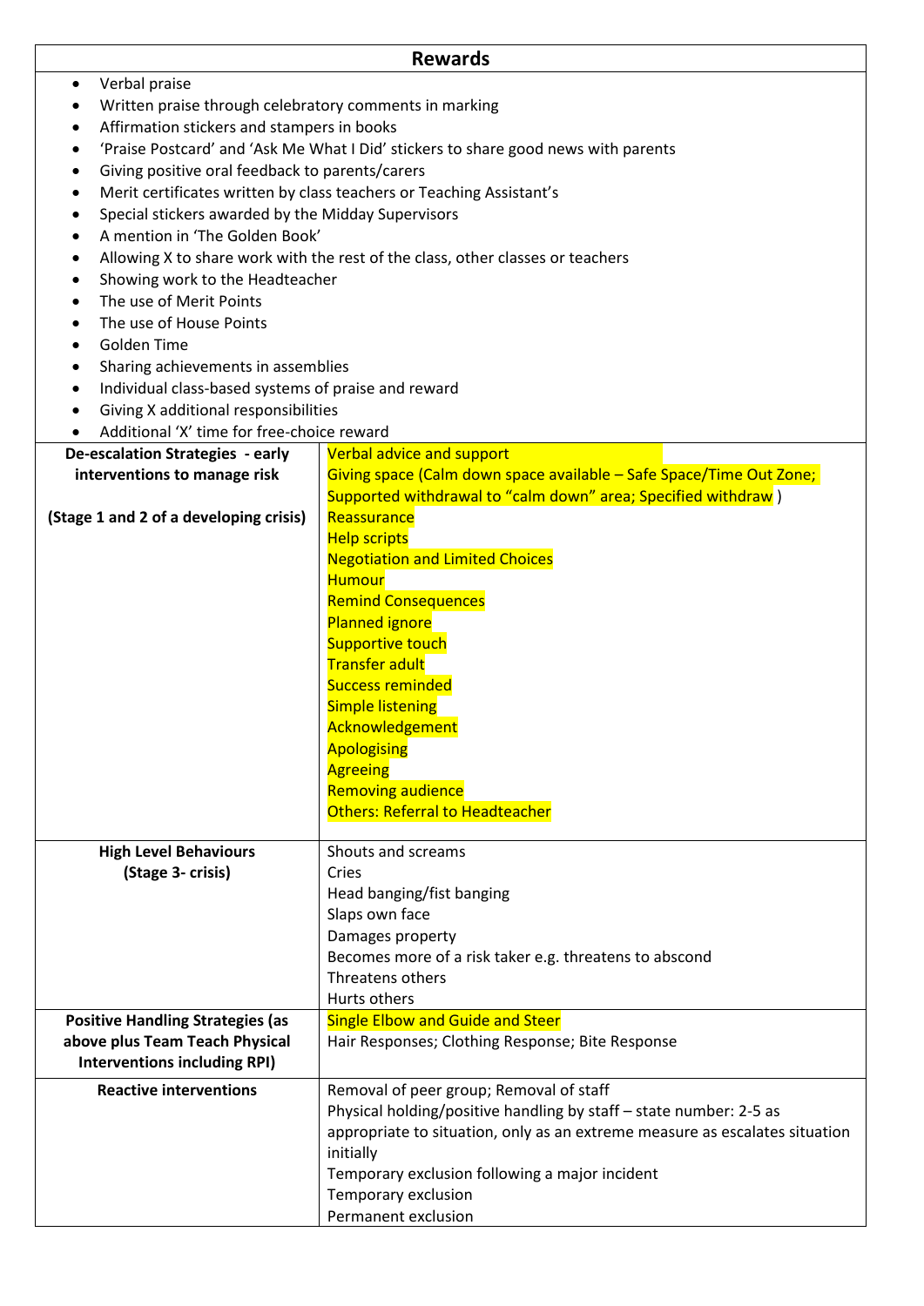| Rewards | |
|---|---|
| <ul><li>Verbal praise</li><li>Written praise through celebratory comments in marking</li><li>Affirmation stickers and stampers in books</li><li>'Praise Postcard' and 'Ask Me What I Did' stickers to share good news with parents</li><li>Giving positive oral feedback to parents/carers</li><li>Merit certificates written by class teachers or Teaching Assistant's</li><li>Special stickers awarded by the Midday Supervisors</li><li>A mention in 'The Golden Book'</li><li>Allowing X to share work with the rest of the class, other classes or teachers</li><li>Showing work to the Headteacher</li><li>The use of Merit Points</li><li>The use of House Points</li><li>Golden Time</li><li>Sharing achievements in assemblies</li><li>Individual class-based systems of praise and reward</li><li>Giving X additional responsibilities</li><li>Additional 'X' time for free-choice reward</li></ul> | |
| **De-escalation Strategies - early interventions to manage risk**<br><br>**(Stage 1 and 2 of a developing crisis)** | Verbal advice and support<br>Giving space (Calm down space available – Safe Space/Time Out Zone; Supported withdrawal to "calm down" area; Specified withdrawal )<br>Reassurance<br>Help scripts<br>Negotiation and Limited Choices<br>Humour<br>Remind Consequences<br>Planned ignore<br>Supportive touch<br>Transfer adult<br>Success reminded<br>Simple listening<br>Acknowledgement<br>Apologising<br>Agreeing<br>Removing audience<br>Others: Referral to Headteacher |
| **High Level Behaviours (Stage 3- crisis)** | Shouts and screams<br>Cries<br>Head banging/fist banging<br>Slaps own face<br>Damages property<br>Becomes more of a risk taker e.g. threatens to abscond<br>Threatens others<br>Hurts others |
| **Positive Handling Strategies (as above plus Team Teach Physical Interventions including RPI)** | Single Elbow and Guide and Steer<br>Hair Responses; Clothing Response; Bite Response |
| **Reactive interventions** | Removal of peer group; Removal of staff<br>Physical holding/positive handling by staff – state number: 2-5 as appropriate to situation, only as an extreme measure as escalates situation initially<br>Temporary exclusion following a major incident<br>Temporary exclusion<br>Permanent exclusion |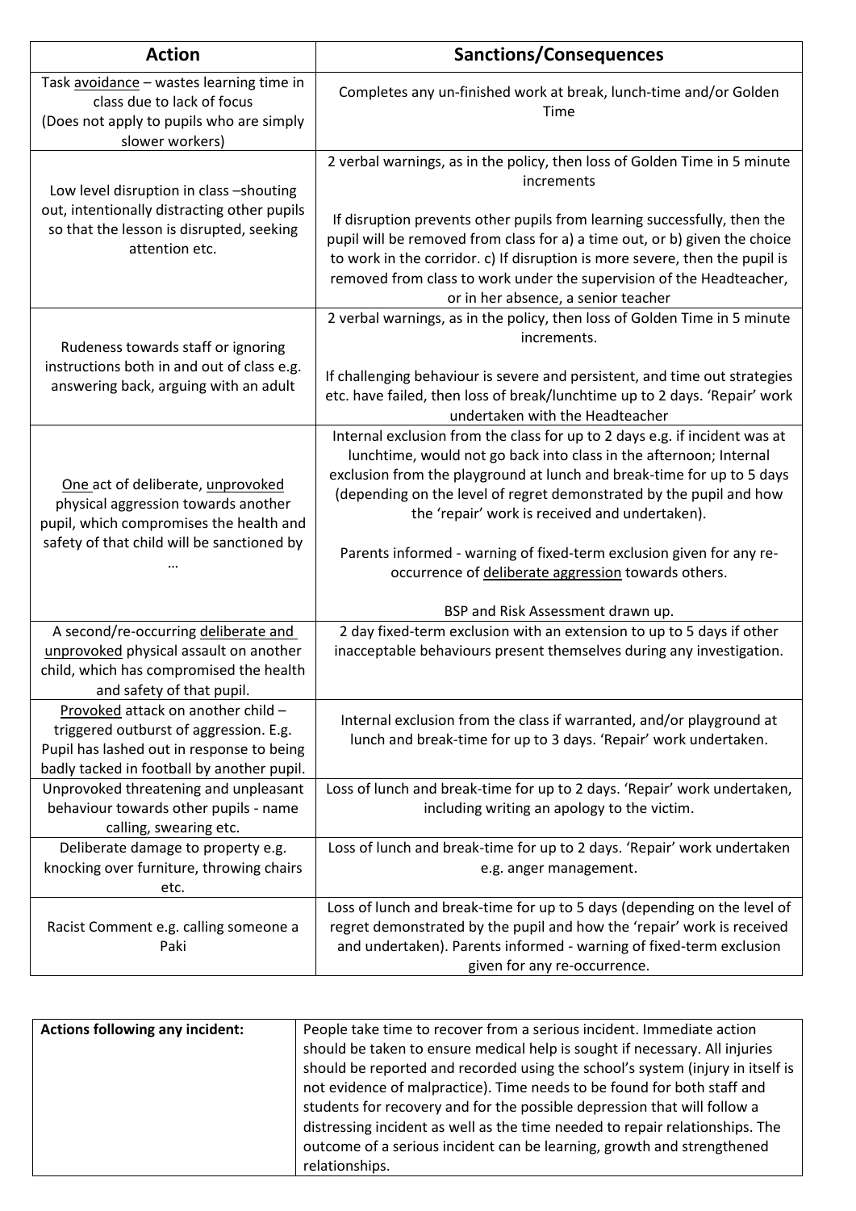| Action | Sanctions/Consequences |
|---|---|
| Task avoidance – wastes learning time in class due to lack of focus (Does not apply to pupils who are simply slower workers) | Completes any un-finished work at break, lunch-time and/or Golden Time |
| Low level disruption in class –shouting out, intentionally distracting other pupils so that the lesson is disrupted, seeking attention etc. | 2 verbal warnings, as in the policy, then loss of Golden Time in 5 minute increments<br><br>If disruption prevents other pupils from learning successfully, then the pupil will be removed from class for a) a time out, or b) given the choice to work in the corridor. c) If disruption is more severe, then the pupil is removed from class to work under the supervision of the Headteacher, or in her absence, a senior teacher |
| Rudeness towards staff or ignoring instructions both in and out of class e.g. answering back, arguing with an adult | 2 verbal warnings, as in the policy, then loss of Golden Time in 5 minute increments.<br><br>If challenging behaviour is severe and persistent, and time out strategies etc. have failed, then loss of break/lunchtime up to 2 days. 'Repair' work undertaken with the Headteacher |
| One act of deliberate, unprovoked physical aggression towards another pupil, which compromises the health and safety of that child will be sanctioned by … | Internal exclusion from the class for up to 2 days e.g. if incident was at lunchtime, would not go back into class in the afternoon; Internal exclusion from the playground at lunch and break-time for up to 5 days (depending on the level of regret demonstrated by the pupil and how the 'repair' work is received and undertaken).<br><br>Parents informed - warning of fixed-term exclusion given for any re-occurrence of deliberate aggression towards others.<br><br>BSP and Risk Assessment drawn up. |
| A second/re-occurring deliberate and unprovoked physical assault on another child, which has compromised the health and safety of that pupil. | 2 day fixed-term exclusion with an extension to up to 5 days if other inacceptable behaviours present themselves during any investigation. |
| Provoked attack on another child – triggered outburst of aggression. E.g. Pupil has lashed out in response to being badly tacked in football by another pupil. | Internal exclusion from the class if warranted, and/or playground at lunch and break-time for up to 3 days. 'Repair' work undertaken. |
| Unprovoked threatening and unpleasant behaviour towards other pupils - name calling, swearing etc. | Loss of lunch and break-time for up to 2 days. 'Repair' work undertaken, including writing an apology to the victim. |
| Deliberate damage to property e.g. knocking over furniture, throwing chairs etc. | Loss of lunch and break-time for up to 2 days. 'Repair' work undertaken e.g. anger management. |
| Racist Comment e.g. calling someone a Paki | Loss of lunch and break-time for up to 5 days (depending on the level of regret demonstrated by the pupil and how the 'repair' work is received and undertaken). Parents informed - warning of fixed-term exclusion given for any re-occurrence. |

| **Actions following any incident:** | People take time to recover from a serious incident. Immediate action should be taken to ensure medical help is sought if necessary. All injuries should be reported and recorded using the school's system (injury in itself is not evidence of malpractice). Time needs to be found for both staff and students for recovery and for the possible depression that will follow a distressing incident as well as the time needed to repair relationships. The outcome of a serious incident can be learning, growth and strengthened relationships. |
|---|---|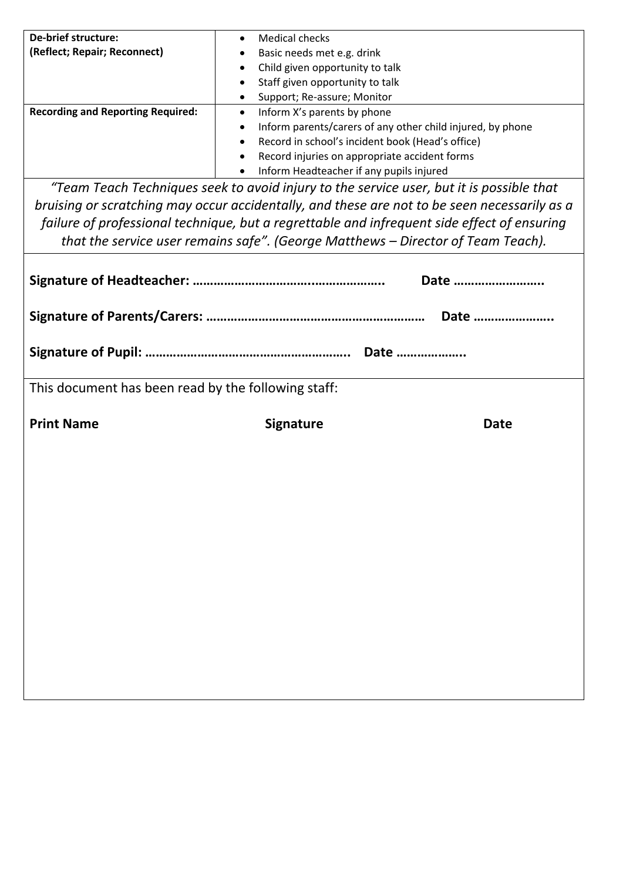| **De-brief structure: (Reflect; Repair; Reconnect)** | • Medical checks<br>• Basic needs met e.g. drink<br>• Child given opportunity to talk<br>• Staff given opportunity to talk<br>• Support; Re-assure; Monitor |
|---|---|
| **Recording and Reporting Required:** | • Inform X's parents by phone<br>• Inform parents/carers of any other child injured, by phone<br>• Record in school's incident book (Head's office)<br>• Record injuries on appropriate accident forms<br>• Inform Headteacher if any pupils injured |

*"Team Teach Techniques seek to avoid injury to the service user, but it is possible that bruising or scratching may occur accidentally, and these are not to be seen necessarily as a failure of professional technique, but a regrettable and infrequent side effect of ensuring that the service user remains safe". (George Matthews – Director of Team Teach).*

**Signature of Headteacher: …………………………….………………..      Date ……………………..**

**Signature of Parents/Carers: ……………………………………………………   Date …………………..**

**Signature of Pupil: …………………………………………………..   Date ………………..**

This document has been read by the following staff:

| **Print Name** | **Signature** | **Date** |
|---|---|---|
| | | |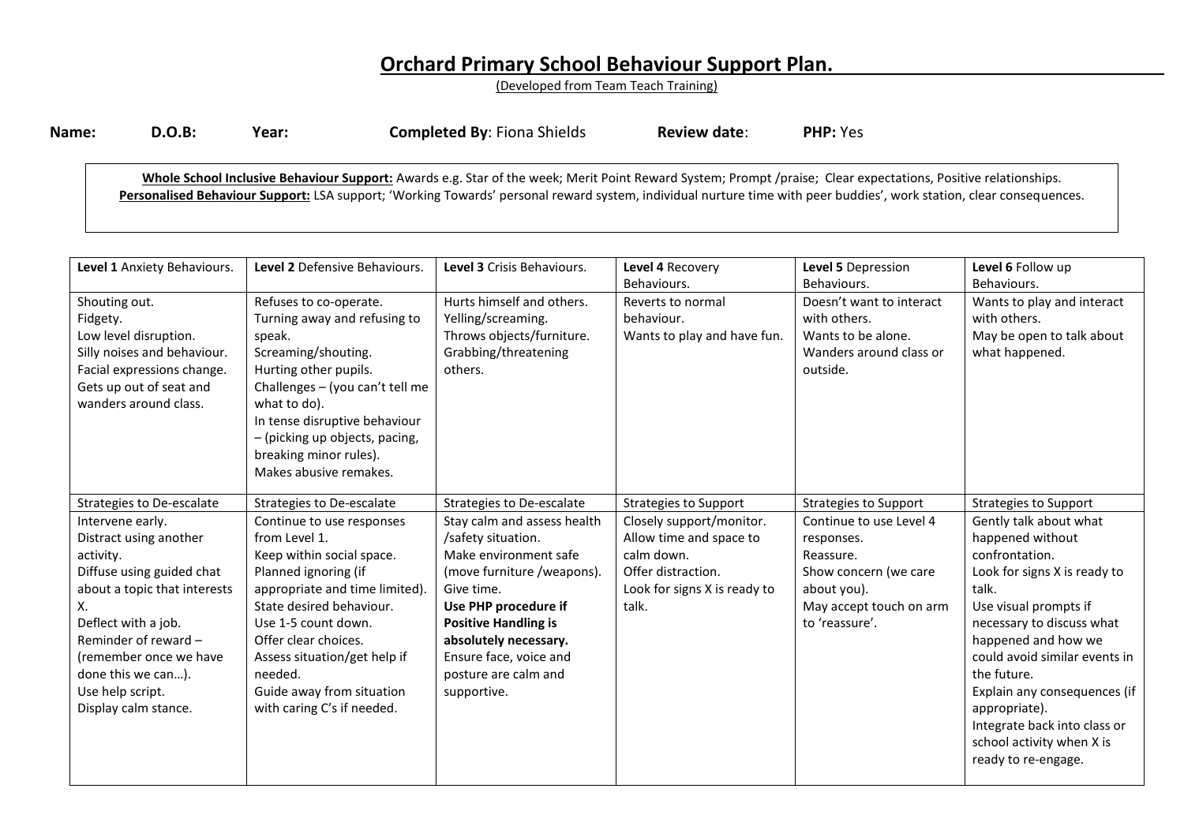# Orchard Primary School Behaviour Support Plan.

(Developed from Team Teach Training)

**Name:** **D.O.B:** **Year:** **Completed By**: Fiona Shields **Review date**: **PHP:** Yes

**Whole School Inclusive Behaviour Support:** Awards e.g. Star of the week; Merit Point Reward System; Prompt /praise; Clear expectations, Positive relationships.
**Personalised Behaviour Support:** LSA support; 'Working Towards' personal reward system, individual nurture time with peer buddies', work station, clear consequences.

| **Level 1** Anxiety Behaviours. | **Level 2** Defensive Behaviours. | **Level 3** Crisis Behaviours. | **Level 4** Recovery Behaviours. | **Level 5** Depression Behaviours. | **Level 6** Follow up Behaviours. |
|---|---|---|---|---|---|
| Shouting out.<br>Fidgety.<br>Low level disruption.<br>Silly noises and behaviour.<br>Facial expressions change.<br>Gets up out of seat and wanders around class. | Refuses to co-operate.<br>Turning away and refusing to speak.<br>Screaming/shouting.<br>Hurting other pupils.<br>Challenges – (you can't tell me what to do).<br>In tense disruptive behaviour – (picking up objects, pacing, breaking minor rules).<br>Makes abusive remakes. | Hurts himself and others.<br>Yelling/screaming.<br>Throws objects/furniture.<br>Grabbing/threatening others. | Reverts to normal behaviour.<br>Wants to play and have fun. | Doesn't want to interact with others.<br>Wants to be alone.<br>Wanders around class or outside. | Wants to play and interact with others.<br>May be open to talk about what happened. |
| Strategies to De-escalate | Strategies to De-escalate | Strategies to De-escalate | Strategies to Support | Strategies to Support | Strategies to Support |
| Intervene early.<br>Distract using another activity.<br>Diffuse using guided chat about a topic that interests X.<br>Deflect with a job.<br>Reminder of reward – (remember once we have done this we can…).<br>Use help script.<br>Display calm stance. | Continue to use responses from Level 1.<br>Keep within social space.<br>Planned ignoring (if appropriate and time limited).<br>State desired behaviour.<br>Use 1-5 count down.<br>Offer clear choices.<br>Assess situation/get help if needed.<br>Guide away from situation with caring C's if needed. | Stay calm and assess health /safety situation.<br>Make environment safe (move furniture /weapons).<br>Give time.<br>**Use PHP procedure if Positive Handling is absolutely necessary.**<br>Ensure face, voice and posture are calm and supportive. | Closely support/monitor.<br>Allow time and space to calm down.<br>Offer distraction.<br>Look for signs X is ready to talk. | Continue to use Level 4 responses.<br>Reassure.<br>Show concern (we care about you).<br>May accept touch on arm to 'reassure'. | Gently talk about what happened without confrontation.<br>Look for signs X is ready to talk.<br>Use visual prompts if necessary to discuss what happened and how we could avoid similar events in the future.<br>Explain any consequences (if appropriate).<br>Integrate back into class or school activity when X is ready to re-engage. |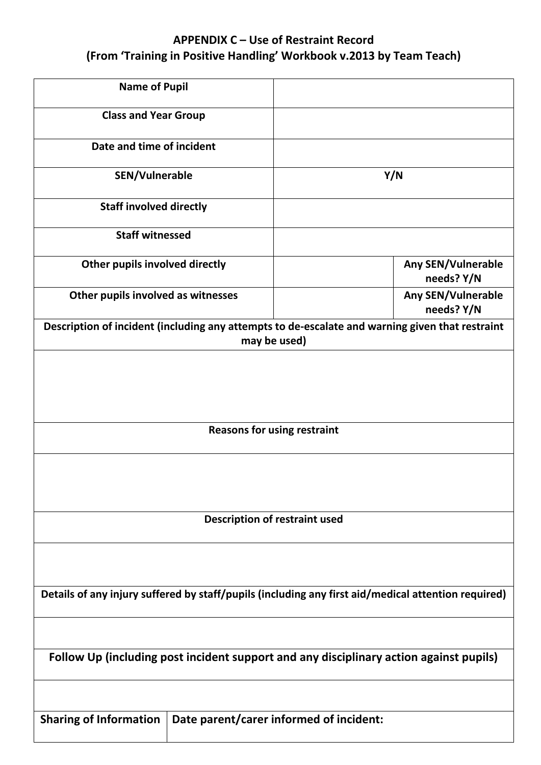**APPENDIX C – Use of Restraint Record**
**(From 'Training in Positive Handling' Workbook v.2013 by Team Teach)**

| | | |
|---|---|---|
| **Name of Pupil** | | |
| **Class and Year Group** | | |
| **Date and time of incident** | | |
| **SEN/Vulnerable** | **Y/N** | |
| **Staff involved directly** | | |
| **Staff witnessed** | | |
| **Other pupils involved directly** | | **Any SEN/Vulnerable needs? Y/N** |
| **Other pupils involved as witnesses** | | **Any SEN/Vulnerable needs? Y/N** |

| |
|---|
| **Description of incident (including any attempts to de-escalate and warning given that restraint may be used)** |
| |
| **Reasons for using restraint** |
| |
| **Description of restraint used** |
| |
| **Details of any injury suffered by staff/pupils (including any first aid/medical attention required)** |
| |
| **Follow Up (including post incident support and any disciplinary action against pupils)** |
| |

| | |
|---|---|
| **Sharing of Information** | **Date parent/carer informed of incident:** |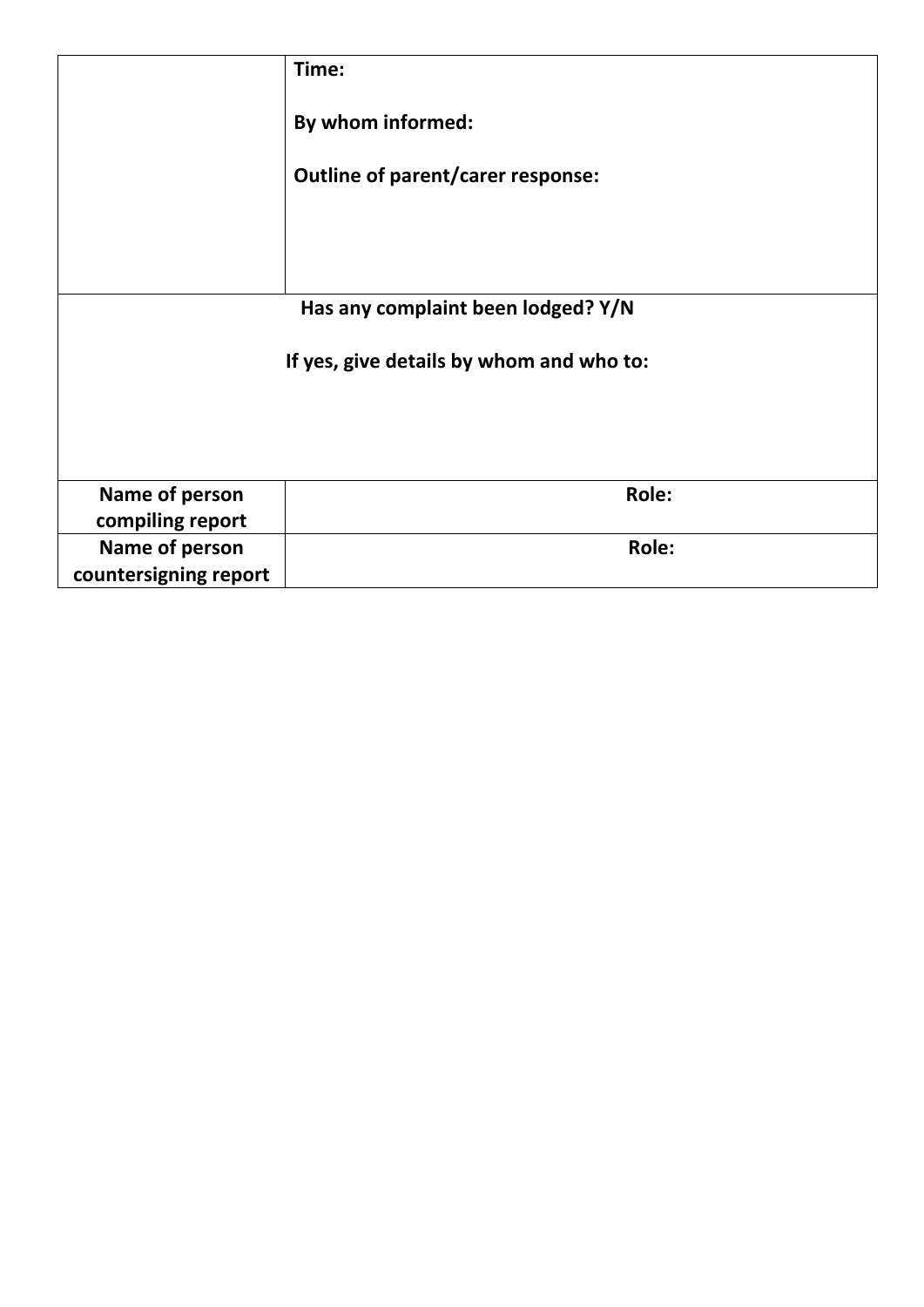| | |
|---|---|
| | **Time:**<br><br>**By whom informed:**<br><br>**Outline of parent/carer response:** |
| **Has any complaint been lodged? Y/N**<br><br>**If yes, give details by whom and who to:** | |
| **Name of person compiling report** | **Role:** |
| **Name of person countersigning report** | **Role:** |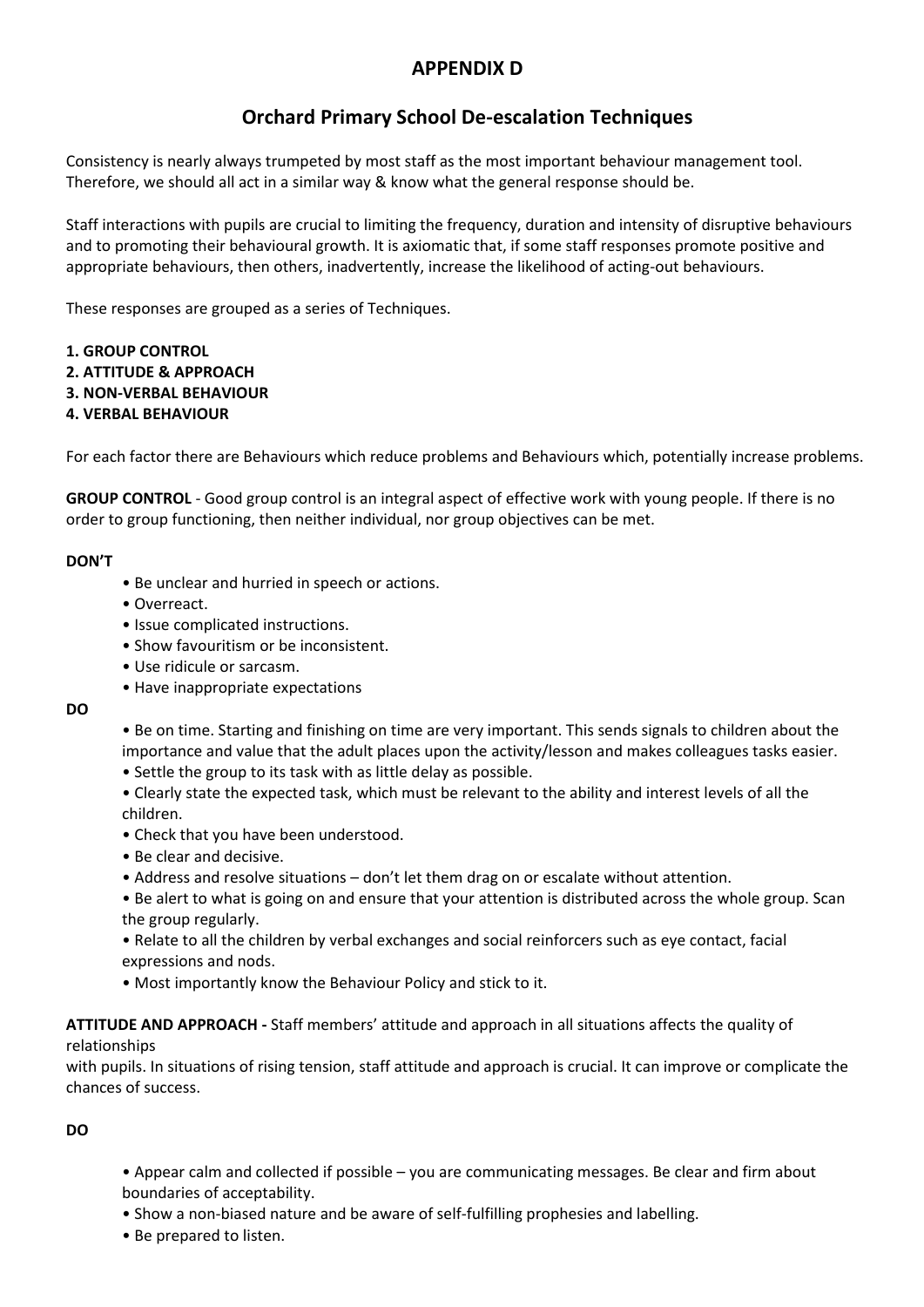## APPENDIX D

## Orchard Primary School De-escalation Techniques

Consistency is nearly always trumpeted by most staff as the most important behaviour management tool. Therefore, we should all act in a similar way & know what the general response should be.

Staff interactions with pupils are crucial to limiting the frequency, duration and intensity of disruptive behaviours and to promoting their behavioural growth. It is axiomatic that, if some staff responses promote positive and appropriate behaviours, then others, inadvertently, increase the likelihood of acting-out behaviours.

These responses are grouped as a series of Techniques.

**1. GROUP CONTROL**
**2. ATTITUDE & APPROACH**
**3. NON-VERBAL BEHAVIOUR**
**4. VERBAL BEHAVIOUR**

For each factor there are Behaviours which reduce problems and Behaviours which, potentially increase problems.

**GROUP CONTROL** - Good group control is an integral aspect of effective work with young people. If there is no order to group functioning, then neither individual, nor group objectives can be met.

**DON'T**

- Be unclear and hurried in speech or actions.
- Overreact.
- Issue complicated instructions.
- Show favouritism or be inconsistent.
- Use ridicule or sarcasm.
- Have inappropriate expectations

**DO**

- Be on time. Starting and finishing on time are very important. This sends signals to children about the importance and value that the adult places upon the activity/lesson and makes colleagues tasks easier.
- Settle the group to its task with as little delay as possible.
- Clearly state the expected task, which must be relevant to the ability and interest levels of all the children.
- Check that you have been understood.
- Be clear and decisive.
- Address and resolve situations – don't let them drag on or escalate without attention.
- Be alert to what is going on and ensure that your attention is distributed across the whole group. Scan the group regularly.
- Relate to all the children by verbal exchanges and social reinforcers such as eye contact, facial expressions and nods.
- Most importantly know the Behaviour Policy and stick to it.

**ATTITUDE AND APPROACH -** Staff members' attitude and approach in all situations affects the quality of relationships with pupils. In situations of rising tension, staff attitude and approach is crucial. It can improve or complicate the chances of success.

**DO**

- Appear calm and collected if possible – you are communicating messages. Be clear and firm about boundaries of acceptability.
- Show a non-biased nature and be aware of self-fulfilling prophesies and labelling.
- Be prepared to listen.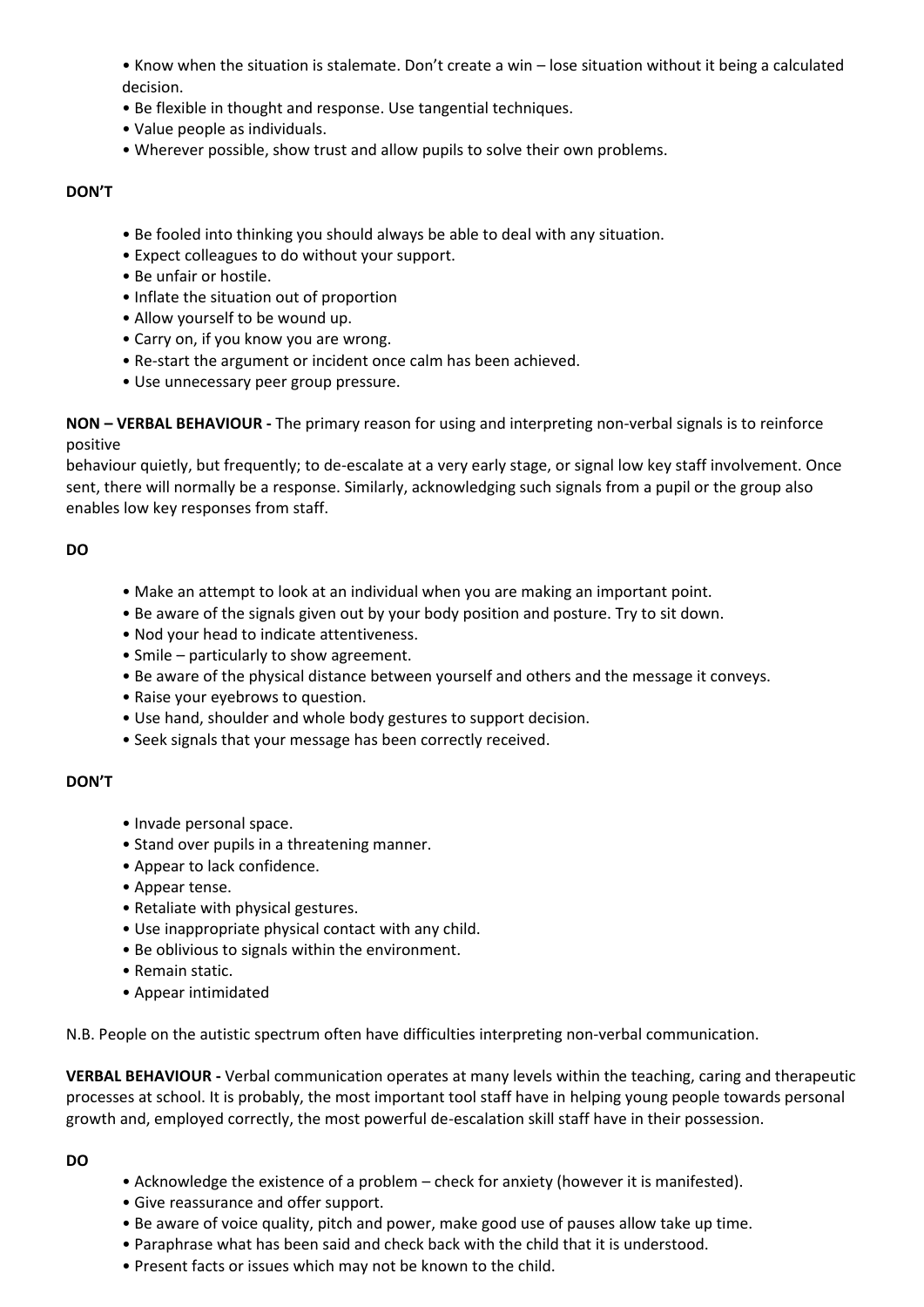- Know when the situation is stalemate. Don't create a win – lose situation without it being a calculated decision.
- Be flexible in thought and response. Use tangential techniques.
- Value people as individuals.
- Wherever possible, show trust and allow pupils to solve their own problems.

**DON'T**

- Be fooled into thinking you should always be able to deal with any situation.
- Expect colleagues to do without your support.
- Be unfair or hostile.
- Inflate the situation out of proportion
- Allow yourself to be wound up.
- Carry on, if you know you are wrong.
- Re-start the argument or incident once calm has been achieved.
- Use unnecessary peer group pressure.

**NON – VERBAL BEHAVIOUR -** The primary reason for using and interpreting non-verbal signals is to reinforce positive behaviour quietly, but frequently; to de-escalate at a very early stage, or signal low key staff involvement. Once sent, there will normally be a response. Similarly, acknowledging such signals from a pupil or the group also enables low key responses from staff.

**DO**

- Make an attempt to look at an individual when you are making an important point.
- Be aware of the signals given out by your body position and posture. Try to sit down.
- Nod your head to indicate attentiveness.
- Smile – particularly to show agreement.
- Be aware of the physical distance between yourself and others and the message it conveys.
- Raise your eyebrows to question.
- Use hand, shoulder and whole body gestures to support decision.
- Seek signals that your message has been correctly received.

**DON'T**

- Invade personal space.
- Stand over pupils in a threatening manner.
- Appear to lack confidence.
- Appear tense.
- Retaliate with physical gestures.
- Use inappropriate physical contact with any child.
- Be oblivious to signals within the environment.
- Remain static.
- Appear intimidated

N.B. People on the autistic spectrum often have difficulties interpreting non-verbal communication.

**VERBAL BEHAVIOUR -** Verbal communication operates at many levels within the teaching, caring and therapeutic processes at school. It is probably, the most important tool staff have in helping young people towards personal growth and, employed correctly, the most powerful de-escalation skill staff have in their possession.

**DO**

- Acknowledge the existence of a problem – check for anxiety (however it is manifested).
- Give reassurance and offer support.
- Be aware of voice quality, pitch and power, make good use of pauses allow take up time.
- Paraphrase what has been said and check back with the child that it is understood.
- Present facts or issues which may not be known to the child.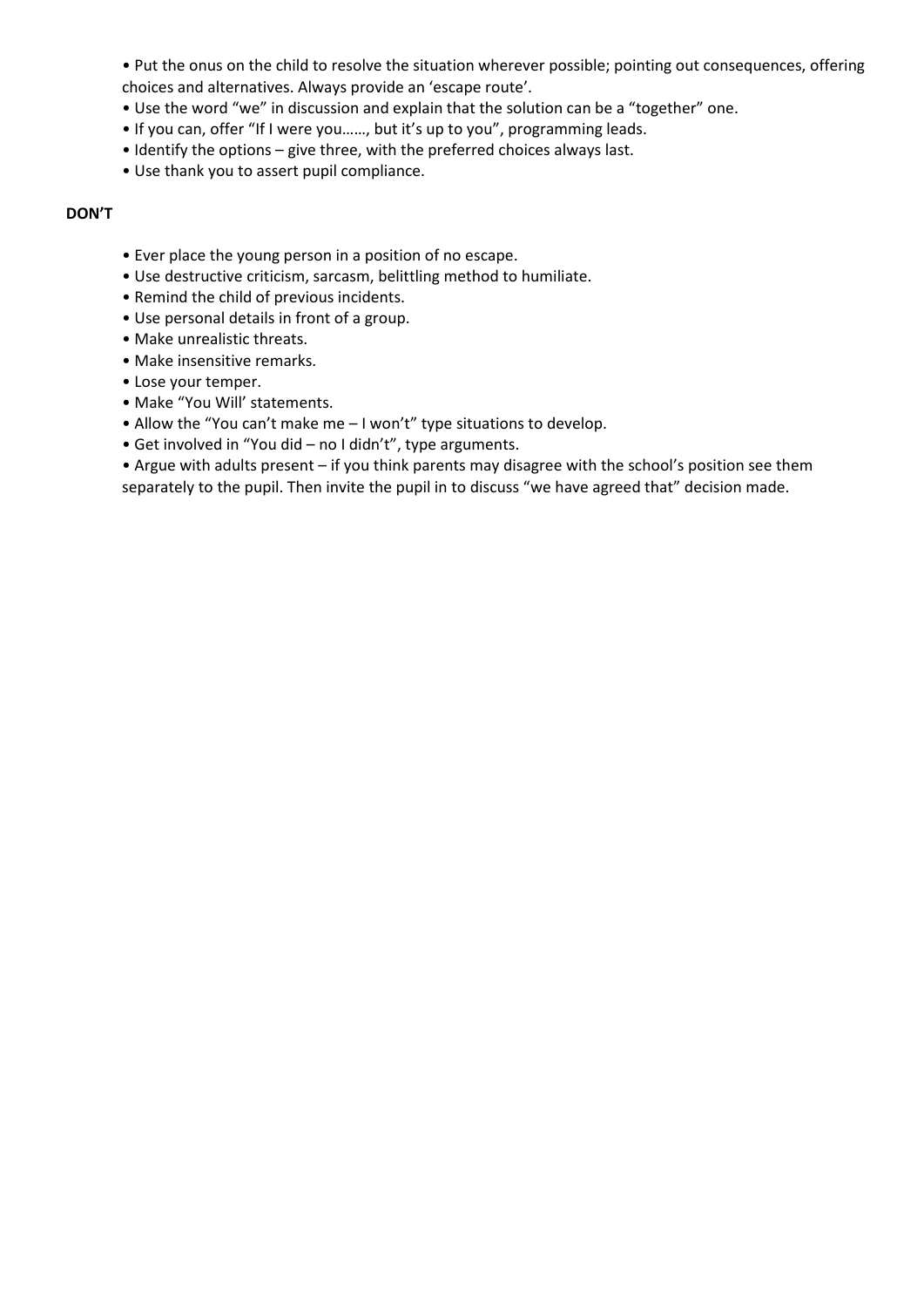- Put the onus on the child to resolve the situation wherever possible; pointing out consequences, offering choices and alternatives. Always provide an 'escape route'.
- Use the word "we" in discussion and explain that the solution can be a "together" one.
- If you can, offer "If I were you……, but it's up to you", programming leads.
- Identify the options – give three, with the preferred choices always last.
- Use thank you to assert pupil compliance.

**DON'T**

- Ever place the young person in a position of no escape.
- Use destructive criticism, sarcasm, belittling method to humiliate.
- Remind the child of previous incidents.
- Use personal details in front of a group.
- Make unrealistic threats.
- Make insensitive remarks.
- Lose your temper.
- Make "You Will' statements.
- Allow the "You can't make me – I won't" type situations to develop.
- Get involved in "You did – no I didn't", type arguments.
- Argue with adults present – if you think parents may disagree with the school's position see them separately to the pupil. Then invite the pupil in to discuss "we have agreed that" decision made.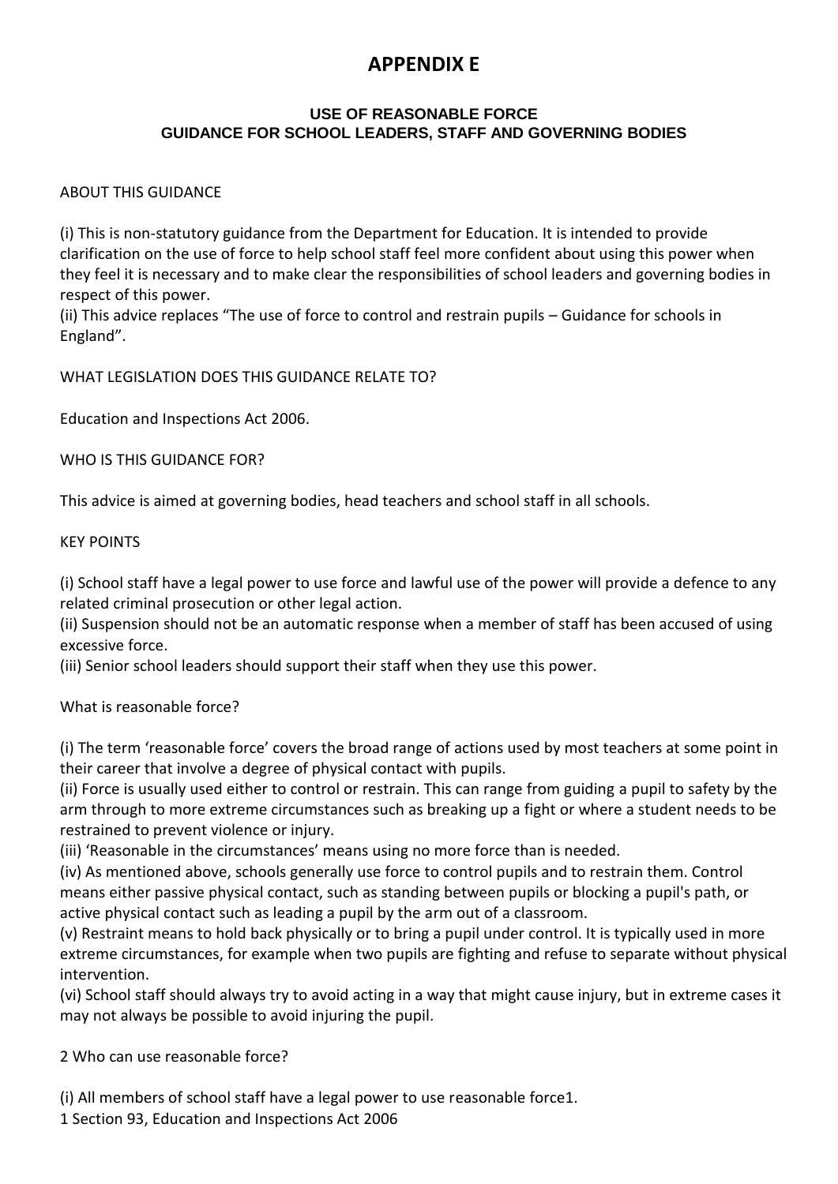# APPENDIX E

### USE OF REASONABLE FORCE
### GUIDANCE FOR SCHOOL LEADERS, STAFF AND GOVERNING BODIES

ABOUT THIS GUIDANCE

(i) This is non-statutory guidance from the Department for Education. It is intended to provide clarification on the use of force to help school staff feel more confident about using this power when they feel it is necessary and to make clear the responsibilities of school leaders and governing bodies in respect of this power.
(ii) This advice replaces "The use of force to control and restrain pupils – Guidance for schools in England".

WHAT LEGISLATION DOES THIS GUIDANCE RELATE TO?

Education and Inspections Act 2006.

WHO IS THIS GUIDANCE FOR?

This advice is aimed at governing bodies, head teachers and school staff in all schools.

KEY POINTS

(i) School staff have a legal power to use force and lawful use of the power will provide a defence to any related criminal prosecution or other legal action.
(ii) Suspension should not be an automatic response when a member of staff has been accused of using excessive force.
(iii) Senior school leaders should support their staff when they use this power.

What is reasonable force?

(i) The term 'reasonable force' covers the broad range of actions used by most teachers at some point in their career that involve a degree of physical contact with pupils.
(ii) Force is usually used either to control or restrain. This can range from guiding a pupil to safety by the arm through to more extreme circumstances such as breaking up a fight or where a student needs to be restrained to prevent violence or injury.
(iii) 'Reasonable in the circumstances' means using no more force than is needed.
(iv) As mentioned above, schools generally use force to control pupils and to restrain them. Control means either passive physical contact, such as standing between pupils or blocking a pupil's path, or active physical contact such as leading a pupil by the arm out of a classroom.
(v) Restraint means to hold back physically or to bring a pupil under control. It is typically used in more extreme circumstances, for example when two pupils are fighting and refuse to separate without physical intervention.
(vi) School staff should always try to avoid acting in a way that might cause injury, but in extreme cases it may not always be possible to avoid injuring the pupil.

2 Who can use reasonable force?

(i) All members of school staff have a legal power to use reasonable force[1].

[1] Section 93, Education and Inspections Act 2006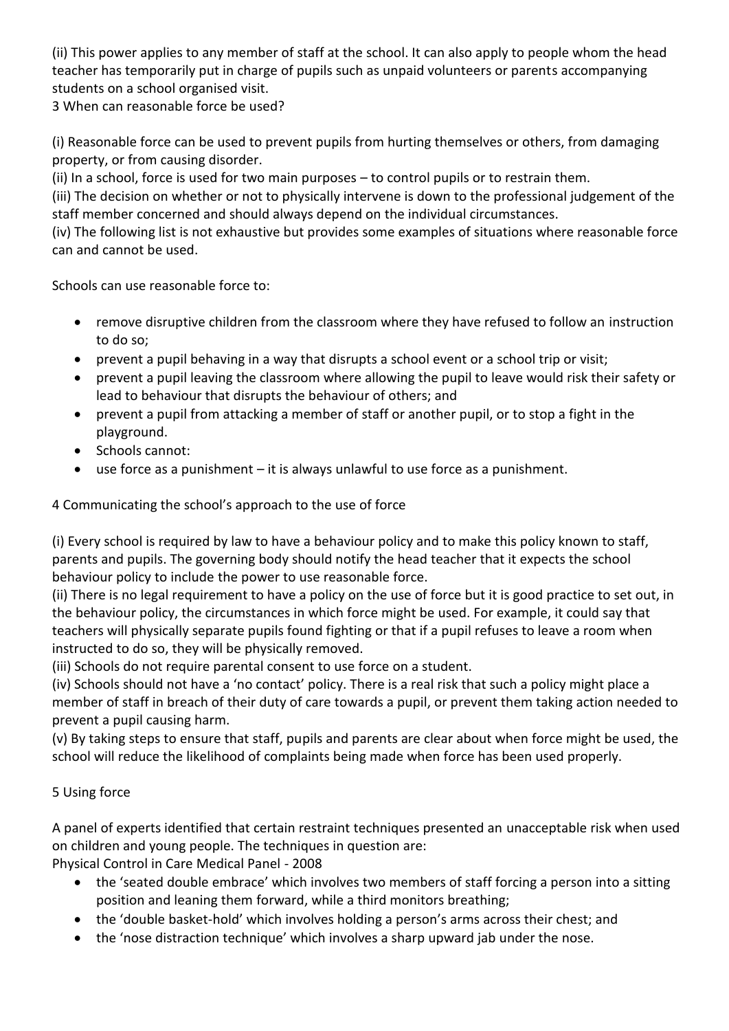(ii) This power applies to any member of staff at the school. It can also apply to people whom the head teacher has temporarily put in charge of pupils such as unpaid volunteers or parents accompanying students on a school organised visit.

## 3 When can reasonable force be used?

(i) Reasonable force can be used to prevent pupils from hurting themselves or others, from damaging property, or from causing disorder.
(ii) In a school, force is used for two main purposes – to control pupils or to restrain them.
(iii) The decision on whether or not to physically intervene is down to the professional judgement of the staff member concerned and should always depend on the individual circumstances.
(iv) The following list is not exhaustive but provides some examples of situations where reasonable force can and cannot be used.

Schools can use reasonable force to:

- remove disruptive children from the classroom where they have refused to follow an instruction to do so;
- prevent a pupil behaving in a way that disrupts a school event or a school trip or visit;
- prevent a pupil leaving the classroom where allowing the pupil to leave would risk their safety or lead to behaviour that disrupts the behaviour of others; and
- prevent a pupil from attacking a member of staff or another pupil, or to stop a fight in the playground.
- Schools cannot:
- use force as a punishment – it is always unlawful to use force as a punishment.

## 4 Communicating the school's approach to the use of force

(i) Every school is required by law to have a behaviour policy and to make this policy known to staff, parents and pupils. The governing body should notify the head teacher that it expects the school behaviour policy to include the power to use reasonable force.
(ii) There is no legal requirement to have a policy on the use of force but it is good practice to set out, in the behaviour policy, the circumstances in which force might be used. For example, it could say that teachers will physically separate pupils found fighting or that if a pupil refuses to leave a room when instructed to do so, they will be physically removed.
(iii) Schools do not require parental consent to use force on a student.
(iv) Schools should not have a 'no contact' policy. There is a real risk that such a policy might place a member of staff in breach of their duty of care towards a pupil, or prevent them taking action needed to prevent a pupil causing harm.
(v) By taking steps to ensure that staff, pupils and parents are clear about when force might be used, the school will reduce the likelihood of complaints being made when force has been used properly.

## 5 Using force

A panel of experts identified that certain restraint techniques presented an unacceptable risk when used on children and young people. The techniques in question are:
Physical Control in Care Medical Panel - 2008

- the 'seated double embrace' which involves two members of staff forcing a person into a sitting position and leaning them forward, while a third monitors breathing;
- the 'double basket-hold' which involves holding a person's arms across their chest; and
- the 'nose distraction technique' which involves a sharp upward jab under the nose.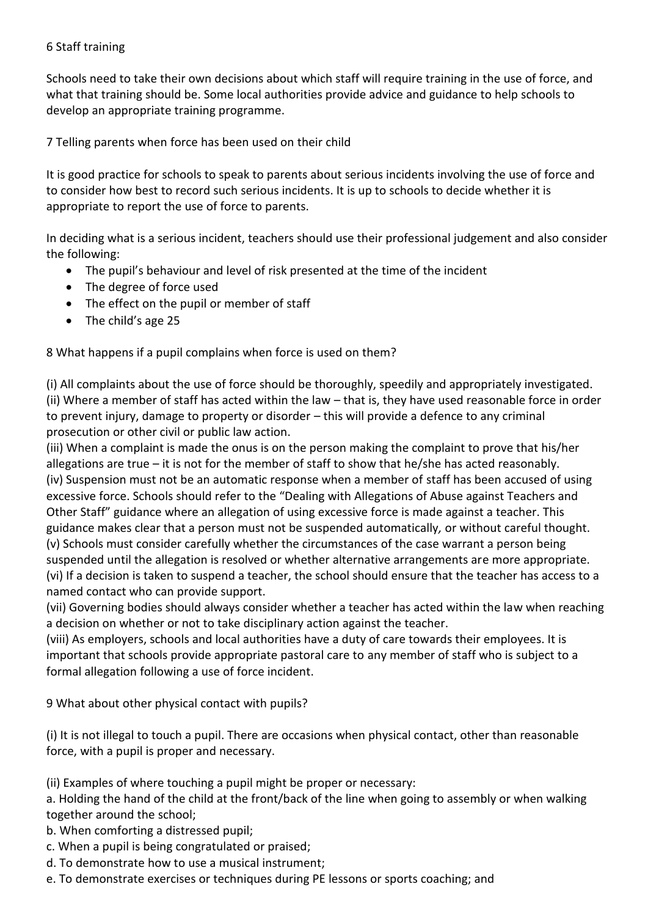## 6 Staff training

Schools need to take their own decisions about which staff will require training in the use of force, and what that training should be. Some local authorities provide advice and guidance to help schools to develop an appropriate training programme.

## 7 Telling parents when force has been used on their child

It is good practice for schools to speak to parents about serious incidents involving the use of force and to consider how best to record such serious incidents. It is up to schools to decide whether it is appropriate to report the use of force to parents.

In deciding what is a serious incident, teachers should use their professional judgement and also consider the following:

- The pupil's behaviour and level of risk presented at the time of the incident
- The degree of force used
- The effect on the pupil or member of staff
- The child's age 25

## 8 What happens if a pupil complains when force is used on them?

(i) All complaints about the use of force should be thoroughly, speedily and appropriately investigated.
(ii) Where a member of staff has acted within the law – that is, they have used reasonable force in order to prevent injury, damage to property or disorder – this will provide a defence to any criminal prosecution or other civil or public law action.
(iii) When a complaint is made the onus is on the person making the complaint to prove that his/her allegations are true – it is not for the member of staff to show that he/she has acted reasonably.
(iv) Suspension must not be an automatic response when a member of staff has been accused of using excessive force. Schools should refer to the "Dealing with Allegations of Abuse against Teachers and Other Staff" guidance where an allegation of using excessive force is made against a teacher. This guidance makes clear that a person must not be suspended automatically, or without careful thought.
(v) Schools must consider carefully whether the circumstances of the case warrant a person being suspended until the allegation is resolved or whether alternative arrangements are more appropriate.
(vi) If a decision is taken to suspend a teacher, the school should ensure that the teacher has access to a named contact who can provide support.
(vii) Governing bodies should always consider whether a teacher has acted within the law when reaching a decision on whether or not to take disciplinary action against the teacher.
(viii) As employers, schools and local authorities have a duty of care towards their employees. It is important that schools provide appropriate pastoral care to any member of staff who is subject to a formal allegation following a use of force incident.

## 9 What about other physical contact with pupils?

(i) It is not illegal to touch a pupil. There are occasions when physical contact, other than reasonable force, with a pupil is proper and necessary.

(ii) Examples of where touching a pupil might be proper or necessary:
a. Holding the hand of the child at the front/back of the line when going to assembly or when walking together around the school;
b. When comforting a distressed pupil;
c. When a pupil is being congratulated or praised;
d. To demonstrate how to use a musical instrument;
e. To demonstrate exercises or techniques during PE lessons or sports coaching; and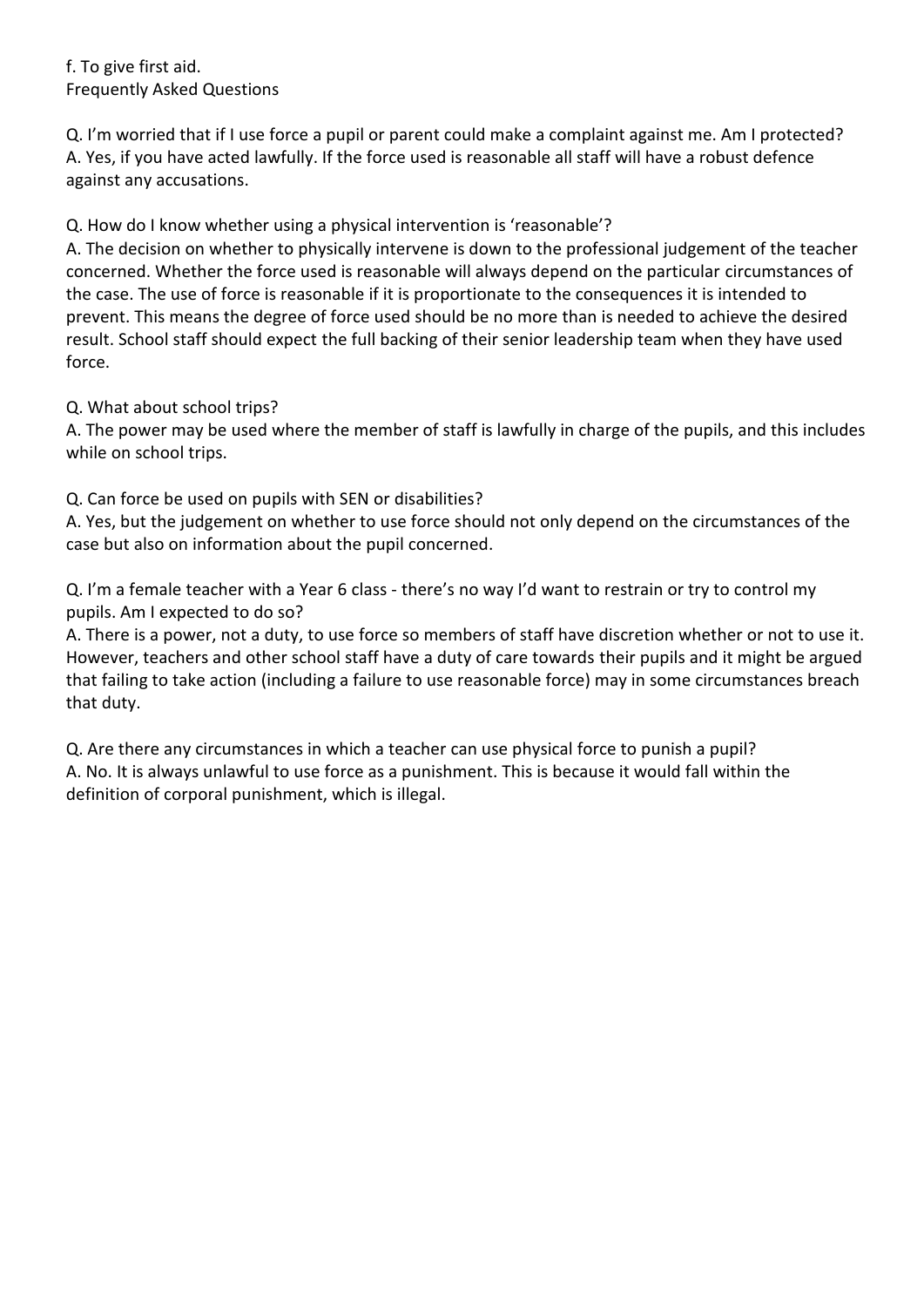f. To give first aid.

## Frequently Asked Questions

Q. I'm worried that if I use force a pupil or parent could make a complaint against me. Am I protected?
A. Yes, if you have acted lawfully. If the force used is reasonable all staff will have a robust defence against any accusations.

Q. How do I know whether using a physical intervention is 'reasonable'?
A. The decision on whether to physically intervene is down to the professional judgement of the teacher concerned. Whether the force used is reasonable will always depend on the particular circumstances of the case. The use of force is reasonable if it is proportionate to the consequences it is intended to prevent. This means the degree of force used should be no more than is needed to achieve the desired result. School staff should expect the full backing of their senior leadership team when they have used force.

Q. What about school trips?
A. The power may be used where the member of staff is lawfully in charge of the pupils, and this includes while on school trips.

Q. Can force be used on pupils with SEN or disabilities?
A. Yes, but the judgement on whether to use force should not only depend on the circumstances of the case but also on information about the pupil concerned.

Q. I'm a female teacher with a Year 6 class - there's no way I'd want to restrain or try to control my pupils. Am I expected to do so?
A. There is a power, not a duty, to use force so members of staff have discretion whether or not to use it. However, teachers and other school staff have a duty of care towards their pupils and it might be argued that failing to take action (including a failure to use reasonable force) may in some circumstances breach that duty.

Q. Are there any circumstances in which a teacher can use physical force to punish a pupil?
A. No. It is always unlawful to use force as a punishment. This is because it would fall within the definition of corporal punishment, which is illegal.